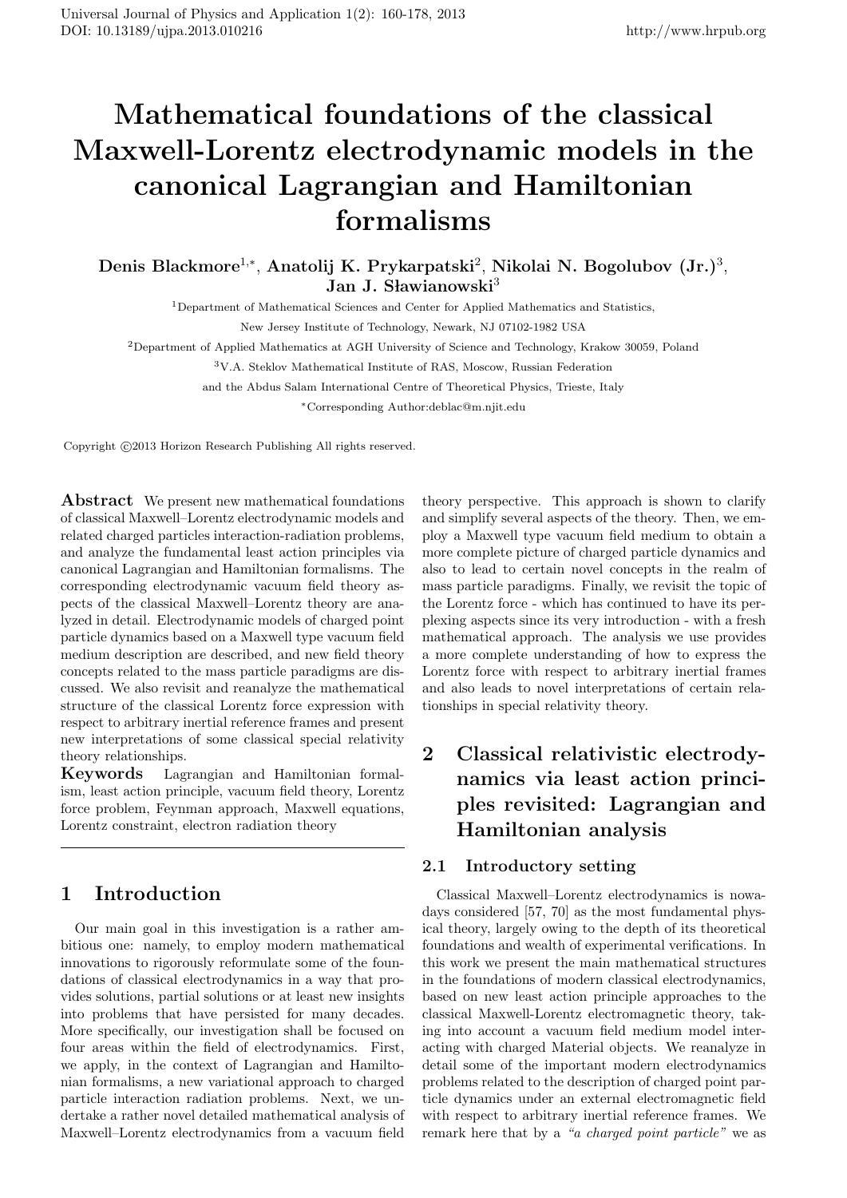# Mathematical foundations of the classical Maxwell-Lorentz electrodynamic models in the canonical Lagrangian and Hamiltonian formalisms

**Denis Blackmore[1,*], Anatolij K. Prykarpatski[2], Nikolai N. Bogolubov (Jr.)[3], Jan J. Sławianowski[3]**

[1]Department of Mathematical Sciences and Center for Applied Mathematics and Statistics, New Jersey Institute of Technology, Newark, NJ 07102-1982 USA

[2]Department of Applied Mathematics at AGH University of Science and Technology, Krakow 30059, Poland

[3]V.A. Steklov Mathematical Institute of RAS, Moscow, Russian Federation and the Abdus Salam International Centre of Theoretical Physics, Trieste, Italy

[*]Corresponding Author:deblac@m.njit.edu

Copyright ©2013 Horizon Research Publishing All rights reserved.

**Abstract** We present new mathematical foundations of classical Maxwell–Lorentz electrodynamic models and related charged particles interaction-radiation problems, and analyze the fundamental least action principles via canonical Lagrangian and Hamiltonian formalisms. The corresponding electrodynamic vacuum field theory aspects of the classical Maxwell–Lorentz theory are analyzed in detail. Electrodynamic models of charged point particle dynamics based on a Maxwell type vacuum field medium description are described, and new field theory concepts related to the mass particle paradigms are discussed. We also revisit and reanalyze the mathematical structure of the classical Lorentz force expression with respect to arbitrary inertial reference frames and present new interpretations of some classical special relativity theory relationships.

**Keywords** Lagrangian and Hamiltonian formalism, least action principle, vacuum field theory, Lorentz force problem, Feynman approach, Maxwell equations, Lorentz constraint, electron radiation theory

## 1 Introduction

Our main goal in this investigation is a rather ambitious one: namely, to employ modern mathematical innovations to rigorously reformulate some of the foundations of classical electrodynamics in a way that provides solutions, partial solutions or at least new insights into problems that have persisted for many decades. More specifically, our investigation shall be focused on four areas within the field of electrodynamics. First, we apply, in the context of Lagrangian and Hamiltonian formalisms, a new variational approach to charged particle interaction radiation problems. Next, we undertake a rather novel detailed mathematical analysis of Maxwell–Lorentz electrodynamics from a vacuum field theory perspective. This approach is shown to clarify and simplify several aspects of the theory. Then, we employ a Maxwell type vacuum field medium to obtain a more complete picture of charged particle dynamics and also to lead to certain novel concepts in the realm of mass particle paradigms. Finally, we revisit the topic of the Lorentz force - which has continued to have its perplexing aspects since its very introduction - with a fresh mathematical approach. The analysis we use provides a more complete understanding of how to express the Lorentz force with respect to arbitrary inertial frames and also leads to novel interpretations of certain relationships in special relativity theory.

## 2 Classical relativistic electrodynamics via least action principles revisited: Lagrangian and Hamiltonian analysis

### 2.1 Introductory setting

Classical Maxwell–Lorentz electrodynamics is nowadays considered [57, 70] as the most fundamental physical theory, largely owing to the depth of its theoretical foundations and wealth of experimental verifications. In this work we present the main mathematical structures in the foundations of modern classical electrodynamics, based on new least action principle approaches to the classical Maxwell-Lorentz electromagnetic theory, taking into account a vacuum field medium model interacting with charged Material objects. We reanalyze in detail some of the important modern electrodynamics problems related to the description of charged point particle dynamics under an external electromagnetic field with respect to arbitrary inertial reference frames. We remark here that by a *"a charged point particle"* we as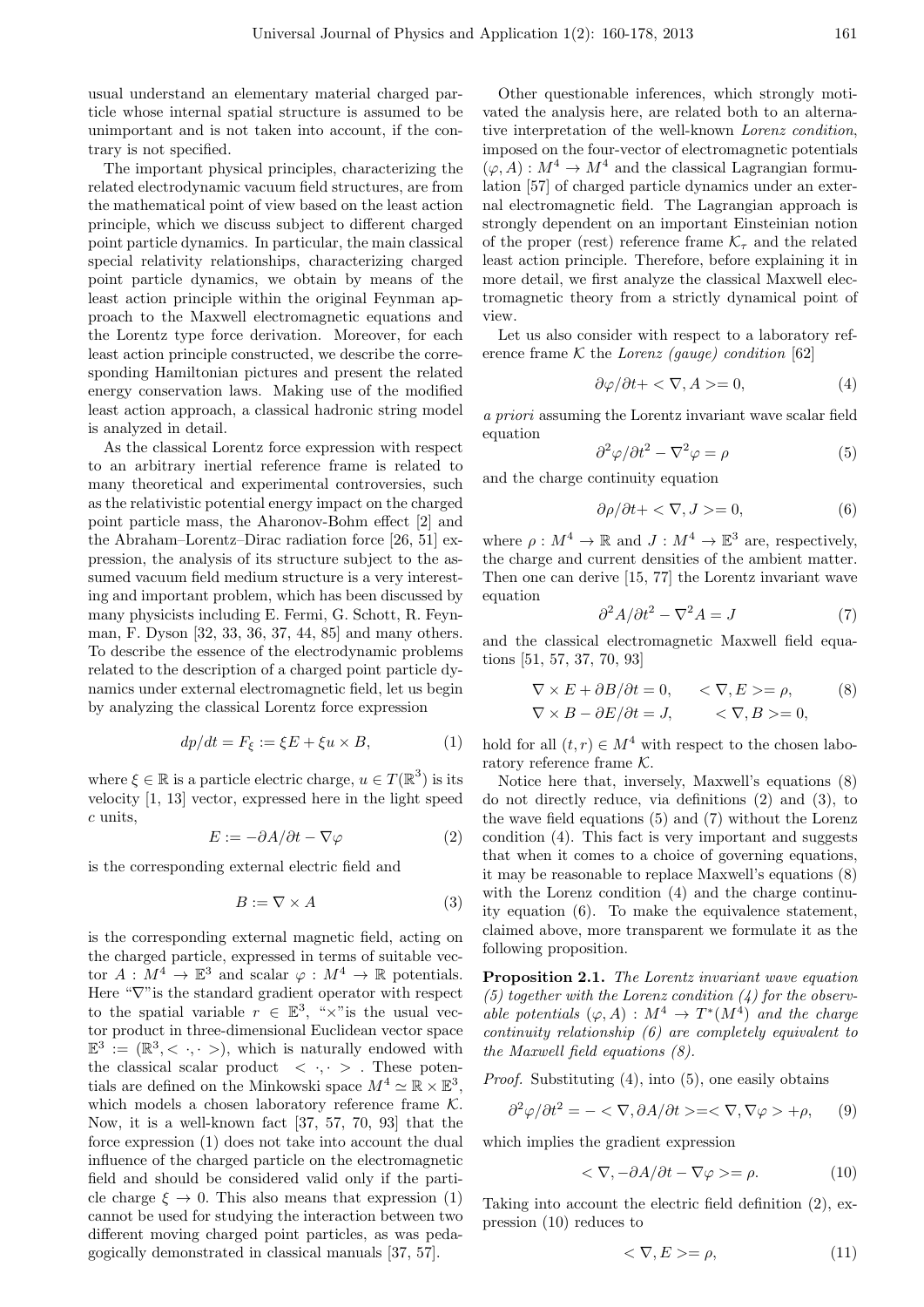usual understand an elementary material charged particle whose internal spatial structure is assumed to be unimportant and is not taken into account, if the contrary is not specified.

The important physical principles, characterizing the related electrodynamic vacuum field structures, are from the mathematical point of view based on the least action principle, which we discuss subject to different charged point particle dynamics. In particular, the main classical special relativity relationships, characterizing charged point particle dynamics, we obtain by means of the least action principle within the original Feynman approach to the Maxwell electromagnetic equations and the Lorentz type force derivation. Moreover, for each least action principle constructed, we describe the corresponding Hamiltonian pictures and present the related energy conservation laws. Making use of the modified least action approach, a classical hadronic string model is analyzed in detail.

As the classical Lorentz force expression with respect to an arbitrary inertial reference frame is related to many theoretical and experimental controversies, such as the relativistic potential energy impact on the charged point particle mass, the Aharonov-Bohm effect [2] and the Abraham–Lorentz–Dirac radiation force [26, 51] expression, the analysis of its structure subject to the assumed vacuum field medium structure is a very interesting and important problem, which has been discussed by many physicists including E. Fermi, G. Schott, R. Feynman, F. Dyson [32, 33, 36, 37, 44, 85] and many others. To describe the essence of the electrodynamic problems related to the description of a charged point particle dynamics under external electromagnetic field, let us begin by analyzing the classical Lorentz force expression

$$dp/dt = F_\xi := \xi E + \xi u \times B, \tag{1}$$

where $\xi \in \mathbb{R}$ is a particle electric charge, $u \in T(\mathbb{R}^3)$ is its velocity [1, 13] vector, expressed here in the light speed $c$ units,

$$E := -\partial A/\partial t - \nabla \varphi \tag{2}$$

is the corresponding external electric field and

$$B := \nabla \times A \tag{3}$$

is the corresponding external magnetic field, acting on the charged particle, expressed in terms of suitable vector $A : M^4 \to \mathbb{E}^3$ and scalar $\varphi : M^4 \to \mathbb{R}$ potentials. Here "$\nabla$" is the standard gradient operator with respect to the spatial variable $r \in \mathbb{E}^3$, "$\times$" is the usual vector product in three-dimensional Euclidean vector space $\mathbb{E}^3 := (\mathbb{R}^3, <\cdot,\cdot>)$, which is naturally endowed with the classical scalar product $<\cdot,\cdot>$. These potentials are defined on the Minkowski space $M^4 \simeq \mathbb{R} \times \mathbb{E}^3$, which models a laboratory reference frame $\mathcal{K}$. Now, it is a well-known fact [37, 57, 70, 93] that the force expression (1) does not take into account the dual influence of the charged particle on the electromagnetic field and should be considered valid only if the particle charge $\xi \to 0$. This also means that expression (1) cannot be used for studying the interaction between two different moving charged point particles, as was pedagogically demonstrated in classical manuals [37, 57].

Other questionable inferences, which strongly motivated the analysis here, are related both to an alternative interpretation of the well-known *Lorenz condition*, imposed on the four-vector of electromagnetic potentials $(\varphi, A) : M^4 \to M^4$ and the classical Lagrangian formulation [57] of charged particle dynamics under an external electromagnetic field. The Lagrangian approach is strongly dependent on an important Einsteinian notion of the proper (rest) reference frame $\mathcal{K}_\tau$ and the related least action principle. Therefore, before explaining it in more detail, we first analyze the classical Maxwell electromagnetic theory from a strictly dynamical point of view.

Let us also consider with respect to a laboratory reference frame $\mathcal{K}$ the *Lorenz (gauge) condition* [62]

$$\partial\varphi/\partial t + <\nabla, A> = 0, \tag{4}$$

*a priori* assuming the Lorentz invariant wave scalar field equation

$$\partial^2\varphi/\partial t^2 - \nabla^2\varphi = \rho \tag{5}$$

and the charge continuity equation

$$\partial\rho/\partial t + <\nabla, J> = 0, \tag{6}$$

where $\rho : M^4 \to \mathbb{R}$ and $J : M^4 \to \mathbb{E}^3$ are, respectively, the charge and current densities of the ambient matter. Then one can derive [15, 77] the Lorentz invariant wave equation

$$\partial^2 A/\partial t^2 - \nabla^2 A = J \tag{7}$$

and the classical electromagnetic Maxwell field equations [51, 57, 37, 70, 93]

$$\begin{aligned} \nabla \times E + \partial B/\partial t &= 0, \qquad <\nabla, E> = \rho, \\ \nabla \times B - \partial E/\partial t &= J, \qquad <\nabla, B> = 0, \end{aligned} \tag{8}$$

hold for all $(t, r) \in M^4$ with respect to the chosen laboratory reference frame $\mathcal{K}$.

Notice here that, inversely, Maxwell's equations (8) do not directly reduce, via definitions (2) and (3), to the wave field equations (5) and (7) without the Lorenz condition (4). This fact is very important and suggests that when it comes to a choice of governing equations, it may be reasonable to replace Maxwell's equations (8) with the Lorenz condition (4) and the charge continuity equation (6). To make the equivalence statement, claimed above, more transparent we formulate it as the following proposition.

**Proposition 2.1.** *The Lorentz invariant wave equation (5) together with the Lorenz condition (4) for the observable potentials $(\varphi, A) : M^4 \to T^*(M^4)$ and the charge continuity relationship (6) are completely equivalent to the Maxwell field equations (8).*

*Proof.* Substituting (4), into (5), one easily obtains

$$\partial^2\varphi/\partial t^2 = -<\nabla, \partial A/\partial t> = <\nabla, \nabla\varphi> + \rho, \tag{9}$$

which implies the gradient expression

$$<\nabla, -\partial A/\partial t - \nabla\varphi> = \rho. \tag{10}$$

Taking into account the electric field definition (2), expression (10) reduces to

$$<\nabla, E> = \rho, \tag{11}$$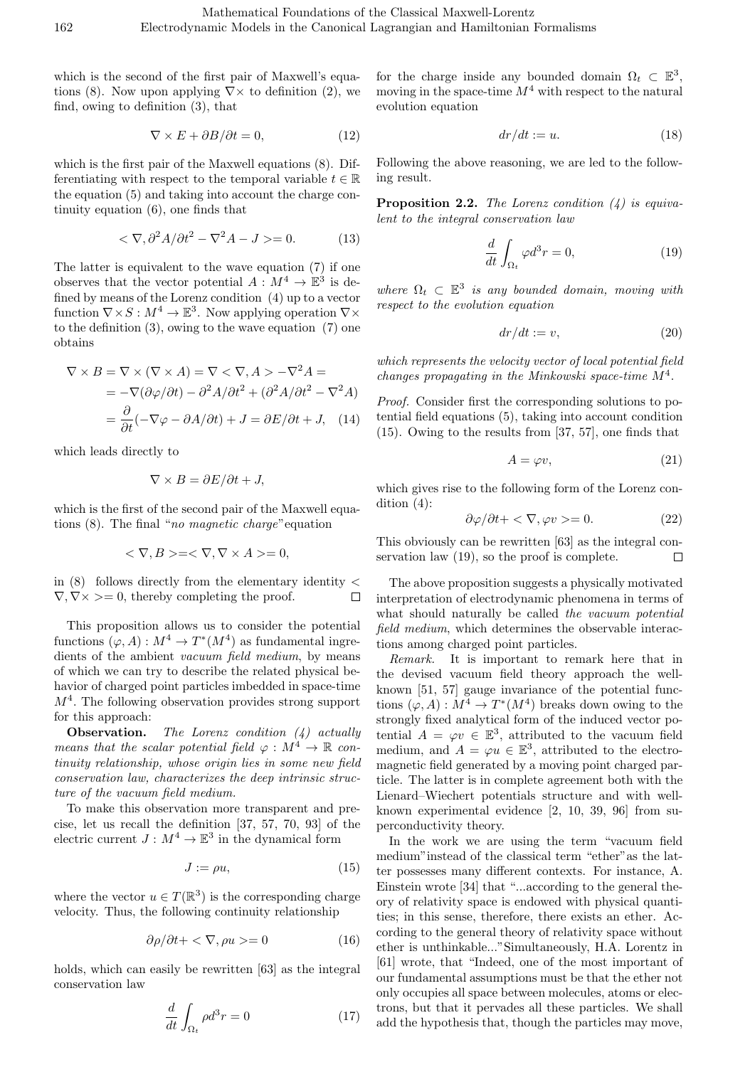which is the second of the first pair of Maxwell's equations (8). Now upon applying $\nabla\times$ to definition (2), we find, owing to definition (3), that

$$\nabla \times E + \partial B/\partial t = 0, \tag{12}$$

which is the first pair of the Maxwell equations (8). Differentiating with respect to the temporal variable $t \in \mathbb{R}$ the equation (5) and taking into account the charge continuity equation (6), one finds that

$$< \nabla, \partial^2 A/\partial t^2 - \nabla^2 A - J >= 0. \tag{13}$$

The latter is equivalent to the wave equation (7) if one observes that the vector potential $A : M^4 \to \mathbb{E}^3$ is defined by means of the Lorenz condition (4) up to a vector function $\nabla \times S : M^4 \to \mathbb{E}^3$. Now applying operation $\nabla\times$ to the definition (3), owing to the wave equation (7) one obtains

$$\begin{aligned}\nabla \times B &= \nabla \times (\nabla \times A) = \nabla < \nabla, A > -\nabla^2 A = \\ &= -\nabla(\partial\varphi/\partial t) - \partial^2 A/\partial t^2 + (\partial^2 A/\partial t^2 - \nabla^2 A) \\ &= \frac{\partial}{\partial t}(-\nabla\varphi - \partial A/\partial t) + J = \partial E/\partial t + J, \end{aligned} \tag{14}$$

which leads directly to

$$\nabla \times B = \partial E/\partial t + J,$$

which is the first of the second pair of the Maxwell equations (8). The final "*no magnetic charge*" equation

$$< \nabla, B >=< \nabla, \nabla \times A >= 0,$$

in (8) follows directly from the elementary identity $< \nabla, \nabla\times >= 0$, thereby completing the proof. $\square$

This proposition allows us to consider the potential functions $(\varphi, A) : M^4 \to T^*(M^4)$ as fundamental ingredients of the ambient *vacuum field medium*, by means of which we can try to describe the related physical behavior of charged point particles imbedded in space-time $M^4$. The following observation provides strong support for this approach:

**Observation.** *The Lorenz condition (4) actually means that the scalar potential field $\varphi : M^4 \to \mathbb{R}$ continuity relationship, whose origin lies in some new field conservation law, characterizes the deep intrinsic structure of the vacuum field medium.*

To make this observation more transparent and precise, let us recall the definition [37, 57, 70, 93] of the electric current $J : M^4 \to \mathbb{E}^3$ in the dynamical form

$$J := \rho u, \tag{15}$$

where the vector $u \in T(\mathbb{R}^3)$ is the corresponding charge velocity. Thus, the following continuity relationship

$$\partial\rho/\partial t + < \nabla, \rho u >= 0 \tag{16}$$

holds, which can easily be rewritten [63] as the integral conservation law

$$\frac{d}{dt}\int_{\Omega_t} \rho d^3 r = 0 \tag{17}$$

for the charge inside any bounded domain $\Omega_t \subset \mathbb{E}^3$, moving in the space-time $M^4$ with respect to the natural evolution equation

$$dr/dt := u. \tag{18}$$

Following the above reasoning, we are led to the following result.

**Proposition 2.2.** *The Lorenz condition (4) is equivalent to the integral conservation law*

$$\frac{d}{dt}\int_{\Omega_t} \varphi d^3 r = 0, \tag{19}$$

*where $\Omega_t \subset \mathbb{E}^3$ is any bounded domain, moving with respect to the evolution equation*

$$dr/dt := v, \tag{20}$$

*which represents the velocity vector of local potential field changes propagating in the Minkowski space-time $M^4$.*

*Proof.* Consider first the corresponding solutions to potential field equations (5), taking into account condition (15). Owing to the results from [37, 57], one finds that

$$A = \varphi v, \tag{21}$$

which gives rise to the following form of the Lorenz condition (4):

$$\partial\varphi/\partial t + < \nabla, \varphi v >= 0. \tag{22}$$

This obviously can be rewritten [63] as the integral conservation law (19), so the proof is complete. $\square$

The above proposition suggests a physically motivated interpretation of electrodynamic phenomena in terms of what should naturally be called *the vacuum potential field medium*, which determines the observable interactions among charged point particles.

*Remark.* It is important to remark here that in the devised vacuum field theory approach the well-known [51, 57] gauge invariance of the potential functions $(\varphi, A) : M^4 \to T^*(M^4)$ breaks down owing to the strongly fixed analytical form of the induced vector potential $A = \varphi v \in \mathbb{E}^3$, attributed to the vacuum field medium, and $A = \varphi u \in \mathbb{E}^3$, attributed to the electromagnetic field generated by a moving point charged particle. The latter is in complete agreement both with the Lienard–Wiechert potentials structure and with well-known experimental evidence [2, 10, 39, 96] from superconductivity theory.

In the work we are using the term "vacuum field medium" instead of the classical term "ether" as the latter possesses many different contexts. For instance, A. Einstein wrote [34] that "...according to the general theory of relativity space is endowed with physical quantities; in this sense, therefore, there exists an ether. According to the general theory of relativity space without ether is unthinkable..." Simultaneously, H.A. Lorentz in [61] wrote, that "Indeed, one of the most important of our fundamental assumptions must be that the ether not only occupies all space between molecules, atoms or electrons, but that it pervades all these particles. We shall add the hypothesis that, though the particles may move,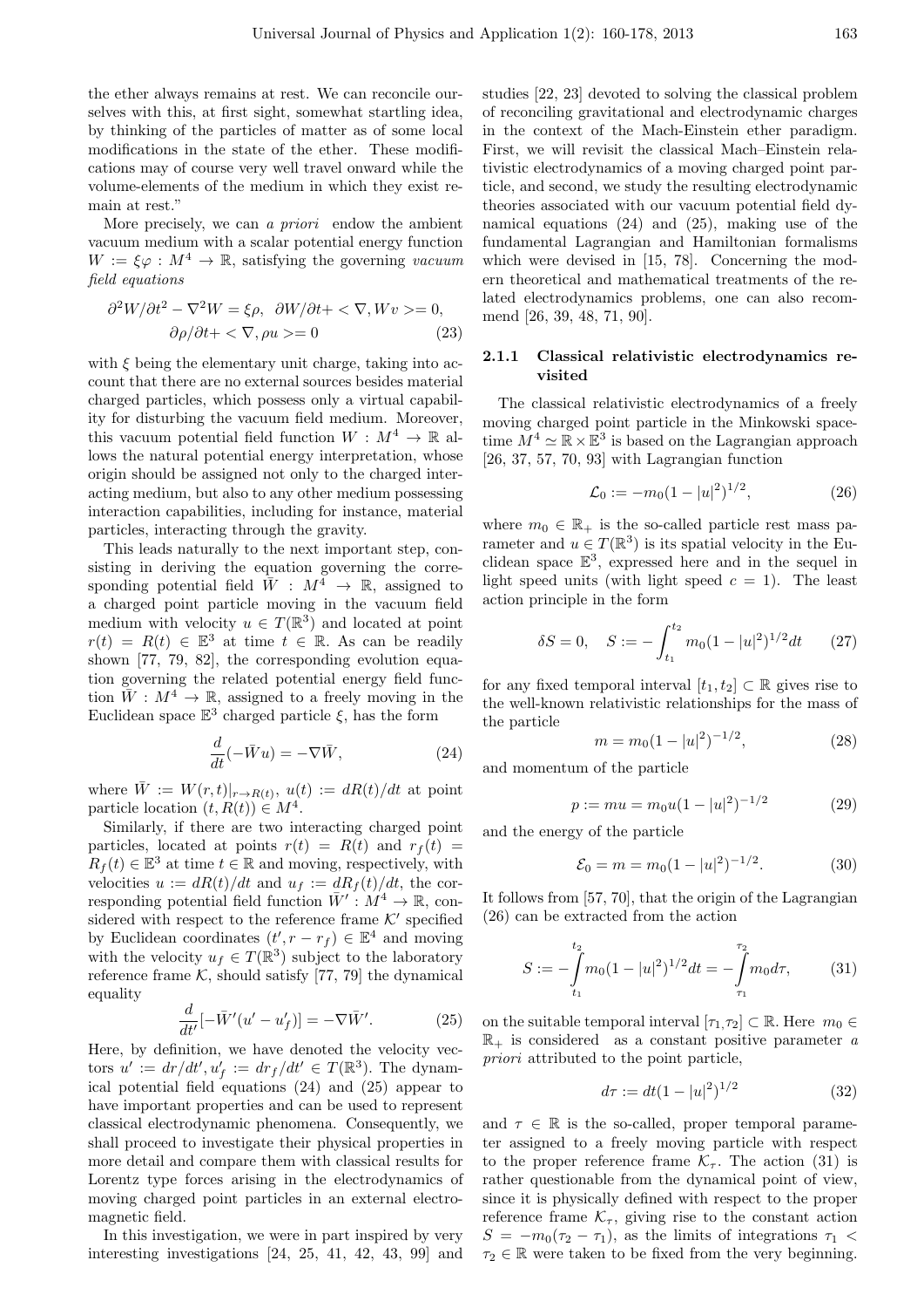the ether always remains at rest. We can reconcile ourselves with this, at first sight, somewhat startling idea, by thinking of the particles of matter as of some local modifications in the state of the ether. These modifications may of course very well travel onward while the volume-elements of the medium in which they exist remain at rest."

More precisely, we can *a priori* endow the ambient vacuum medium with a scalar potential energy function $W := \xi\varphi : M^4 \to \mathbb{R}$, satisfying the governing *vacuum field equations*

$$\partial^2 W/\partial t^2 - \nabla^2 W = \xi\rho, \quad \partial W/\partial t + <\nabla, Wv>= 0,$$
$$\partial\rho/\partial t + <\nabla, \rho u>= 0 \tag{23}$$

with $\xi$ being the elementary unit charge, taking into account that there are no external sources besides material charged particles, which possess only a virtual capability for disturbing the vacuum field medium. Moreover, this vacuum potential field function $W : M^4 \to \mathbb{R}$ allows the natural potential energy interpretation, whose origin should be assigned not only to the charged interacting medium, but also to any other medium possessing interaction capabilities, including for instance, material particles, interacting through the gravity.

This leads naturally to the next important step, consisting in deriving the equation governing the corresponding potential field $\bar{W} : M^4 \to \mathbb{R}$, assigned to a charged point particle moving in the vacuum field medium with velocity $u \in T(\mathbb{R}^3)$ and located at point $r(t) = R(t) \in \mathbb{E}^3$ at time $t \in \mathbb{R}$. As can be readily shown [77, 79, 82], the corresponding evolution equation governing the related potential energy field function $\bar{W} : M^4 \to \mathbb{R}$, assigned to a freely moving in the Euclidean space $\mathbb{E}^3$ charged particle $\xi$, has the form

$$\frac{d}{dt}(-\bar{W}u) = -\nabla\bar{W}, \tag{24}$$

where $\bar{W} := W(r,t)|_{r \to R(t)}$, $u(t) := dR(t)/dt$ at point particle location $(t, R(t)) \in M^4$.

Similarly, if there are two interacting charged point particles, located at points $r(t) = R(t)$ and $r_f(t) = R_f(t) \in \mathbb{E}^3$ at time $t \in \mathbb{R}$ and moving, respectively, with velocities $u := dR(t)/dt$ and $u_f := dR_f(t)/dt$, the corresponding potential field function $\bar{W}' : M^4 \to \mathbb{R}$, considered with respect to the reference frame $\mathcal{K}'$ specified by Euclidean coordinates $(t', r - r_f) \in \mathbb{E}^4$ and moving with the velocity $u_f \in T(\mathbb{R}^3)$ subject to the laboratory reference frame $\mathcal{K}$, should satisfy [77, 79] the dynamical equality

$$\frac{d}{dt'}[-\bar{W}'(u' - u'_f)] = -\nabla\bar{W}'. \tag{25}$$

Here, by definition, we have denoted the velocity vectors $u' := dr/dt', u'_f := dr_f/dt' \in T(\mathbb{R}^3)$. The dynamical potential field equations (24) and (25) appear to have important properties and can be used to represent classical electrodynamic phenomena. Consequently, we shall proceed to investigate their physical properties in more detail and compare them with classical results for Lorentz type forces arising in the electrodynamics of moving charged point particles in an external electromagnetic field.

In this investigation, we were in part inspired by very interesting investigations [24, 25, 41, 42, 43, 99] and studies [22, 23] devoted to solving the classical problem of reconciling gravitational and electrodynamic charges in the context of the Mach-Einstein ether paradigm. First, we will revisit the classical Mach–Einstein relativistic electrodynamics of a moving charged point particle, and second, we study the resulting electrodynamic theories associated with our vacuum potential field dynamical equations (24) and (25), making use of the fundamental Lagrangian and Hamiltonian formalisms which were devised in [15, 78]. Concerning the modern theoretical and mathematical treatments of the related electrodynamics problems, one can also recommend [26, 39, 48, 71, 90].

### 2.1.1 Classical relativistic electrodynamics revisited

The classical relativistic electrodynamics of a freely moving charged point particle in the Minkowski spacetime $M^4 \simeq \mathbb{R} \times \mathbb{E}^3$ is based on the Lagrangian approach [26, 37, 57, 70, 93] with Lagrangian function

$$\mathcal{L}_0 := -m_0(1 - |u|^2)^{1/2}, \tag{26}$$

where $m_0 \in \mathbb{R}_+$ is the so-called particle rest mass parameter and $u \in T(\mathbb{R}^3)$ is its spatial velocity in the Euclidean space $\mathbb{E}^3$, expressed here and in the sequel in light speed units (with light speed $c = 1$). The least action principle in the form

$$\delta S = 0, \quad S := -\int_{t_1}^{t_2} m_0(1 - |u|^2)^{1/2} dt \tag{27}$$

for any fixed temporal interval $[t_1, t_2] \subset \mathbb{R}$ gives rise to the well-known relativistic relationships for the mass of the particle

$$m = m_0(1 - |u|^2)^{-1/2}, \tag{28}$$

and momentum of the particle

$$p := mu = m_0 u(1 - |u|^2)^{-1/2} \tag{29}$$

and the energy of the particle

$$\mathcal{E}_0 = m = m_0(1 - |u|^2)^{-1/2}. \tag{30}$$

It follows from [57, 70], that the origin of the Lagrangian (26) can be extracted from the action

$$S := -\int_{t_1}^{t_2} m_0(1 - |u|^2)^{1/2} dt = -\int_{\tau_1}^{\tau_2} m_0 d\tau, \tag{31}$$

on the suitable temporal interval $[\tau_1, \tau_2] \subset \mathbb{R}$. Here $m_0 \in \mathbb{R}_+$ is considered as a constant positive parameter *a priori* attributed to the point particle,

$$d\tau := dt(1 - |u|^2)^{1/2} \tag{32}$$

and $\tau \in \mathbb{R}$ is the so-called, proper temporal parameter assigned to a freely moving particle with respect to the proper reference frame $\mathcal{K}_\tau$. The action (31) is rather questionable from the dynamical point of view, since it is physically defined with respect to the proper reference frame $\mathcal{K}_\tau$, giving rise to the constant action $S = -m_0(\tau_2 - \tau_1)$, as the limits of integrations $\tau_1 < \tau_2 \in \mathbb{R}$ were taken to be fixed from the very beginning.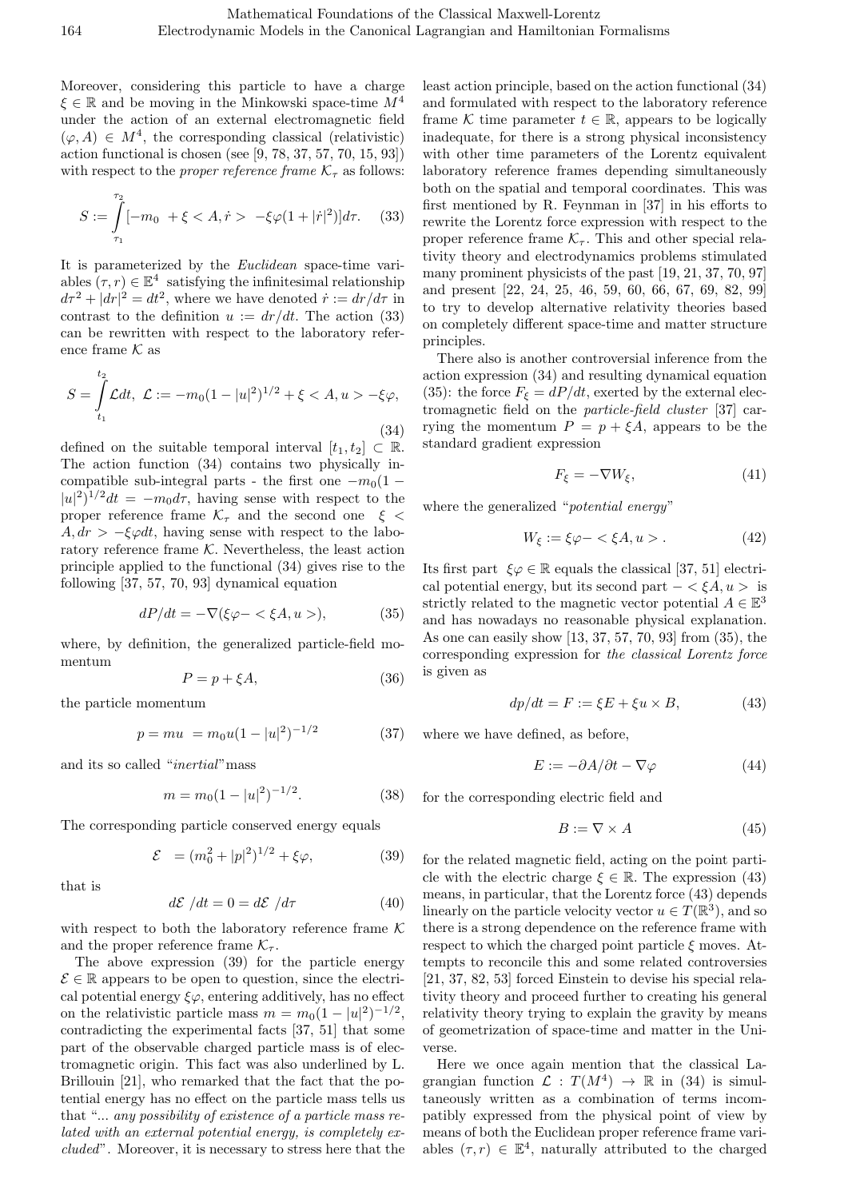Moreover, considering this particle to have a charge $\xi \in \mathbb{R}$ and be moving in the Minkowski space-time $M^4$ under the action of an external electromagnetic field $(\varphi, A) \in M^4$, the corresponding classical (relativistic) action functional is chosen (see [9, 78, 37, 57, 70, 15, 93]) with respect to the *proper reference frame* $\mathcal{K}_\tau$ as follows:

$$S := \int_{\tau_1}^{\tau_2} [-m_0 + \xi < A, \dot{r} > -\xi\varphi(1 + |\dot{r}|^2)]d\tau. \tag{33}$$

It is parameterized by the *Euclidean* space-time variables $(\tau, r) \in \mathbb{E}^4$ satisfying the infinitesimal relationship $d\tau^2 + |dr|^2 = dt^2$, where we have denoted $\dot{r} := dr/d\tau$ in contrast to the definition $u := dr/dt$. The action (33) can be rewritten with respect to the laboratory reference frame $\mathcal{K}$ as

$$S = \int_{t_1}^{t_2} \mathcal{L}dt, \ \mathcal{L} := -m_0(1 - |u|^2)^{1/2} + \xi < A, u > -\xi\varphi, \tag{34}$$

defined on the suitable temporal interval $[t_1, t_2] \subset \mathbb{R}$. The action function (34) contains two physically incompatible sub-integral parts - the first one $-m_0(1 - |u|^2)^{1/2}dt = -m_0 d\tau$, having sense with respect to the proper reference frame $\mathcal{K}_\tau$ and the second one $\xi < A, dr > -\xi\varphi dt$, having sense with respect to the laboratory reference frame $\mathcal{K}$. Nevertheless, the least action principle applied to the functional (34) gives rise to the following [37, 57, 70, 93] dynamical equation

$$dP/dt = -\nabla(\xi\varphi - < \xi A, u >), \tag{35}$$

where, by definition, the generalized particle-field momentum

$$P = p + \xi A, \tag{36}$$

the particle momentum

$$p = mu \ = m_0 u(1 - |u|^2)^{-1/2} \tag{37}$$

and its so called "*inertial*" mass

$$m = m_0(1 - |u|^2)^{-1/2}. \tag{38}$$

The corresponding particle conserved energy equals

$$\mathcal{E} \ = (m_0^2 + |p|^2)^{1/2} + \xi\varphi, \tag{39}$$

that is

$$d\mathcal{E} \ /dt = 0 = d\mathcal{E} \ /d\tau \tag{40}$$

with respect to both the laboratory reference frame $\mathcal{K}$ and the proper reference frame $\mathcal{K}_\tau$.

The above expression (39) for the particle energy $\mathcal{E} \in \mathbb{R}$ appears to be open to question, since the electrical potential energy $\xi\varphi$, entering additively, has no effect on the relativistic particle mass $m = m_0(1 - |u|^2)^{-1/2}$, contradicting the experimental facts [37, 51] that some part of the observable charged particle mass is of electromagnetic origin. This fact was also underlined by L. Brillouin [21], who remarked that the fact that the potential energy has no effect on the particle mass tells us that "*... any possibility of existence of a particle mass related with an external potential energy, is completely excluded*". Moreover, it is necessary to stress here that the least action principle, based on the action functional (34) and formulated with respect to the laboratory reference frame $\mathcal{K}$ time parameter $t \in \mathbb{R}$, appears to be logically inadequate, for there is a strong physical inconsistency with other time parameters of the Lorentz equivalent laboratory reference frames depending simultaneously both on the spatial and temporal coordinates. This was first mentioned by R. Feynman in [37] in his efforts to rewrite the Lorentz force expression with respect to the proper reference frame $\mathcal{K}_\tau$. This and other special relativity theory and electrodynamics problems stimulated many prominent physicists of the past [19, 21, 37, 70, 97] and present [22, 24, 25, 46, 59, 60, 66, 67, 69, 82, 99] to try to develop alternative relativity theories based on completely different space-time and matter structure principles.

There also is another controversial inference from the action expression (34) and resulting dynamical equation (35): the force $F_\xi = dP/dt$, exerted by the external electromagnetic field on the *particle-field cluster* [37] carrying the momentum $P = p + \xi A$, appears to be the standard gradient expression

$$F_\xi = -\nabla W_\xi, \tag{41}$$

where the generalized "*potential energy*"

$$W_\xi := \xi\varphi - < \xi A, u > . \tag{42}$$

Its first part $\xi\varphi \in \mathbb{R}$ equals the classical [37, 51] electrical potential energy, but its second part $- < \xi A, u >$ is strictly related to the magnetic vector potential $A \in \mathbb{E}^3$ and has nowadays no reasonable physical explanation. As one can easily show [13, 37, 57, 70, 93] from (35), the corresponding expression for *the classical Lorentz force* is given as

$$dp/dt = F := \xi E + \xi u \times B, \tag{43}$$

where we have defined, as before,

$$E := -\partial A/\partial t - \nabla\varphi \tag{44}$$

for the corresponding electric field and

$$B := \nabla \times A \tag{45}$$

for the related magnetic field, acting on the point particle with the electric charge $\xi \in \mathbb{R}$. The expression (43) means, in particular, that the Lorentz force (43) depends linearly on the particle velocity vector $u \in T(\mathbb{R}^3)$, and so there is a strong dependence on the reference frame with respect to which the charged point particle $\xi$ moves. Attempts to reconcile this and some related controversies [21, 37, 82, 53] forced Einstein to devise his special relativity theory and proceed further to creating his general relativity theory trying to explain the gravity by means of geometrization of space-time and matter in the Universe.

Here we once again mention that the classical Lagrangian function $\mathcal{L} : T(M^4) \to \mathbb{R}$ in (34) is simultaneously written as a combination of terms incompatibly expressed from the physical point of view by means of both the Euclidean proper reference frame variables $(\tau, r) \in \mathbb{E}^4$, naturally attributed to the charged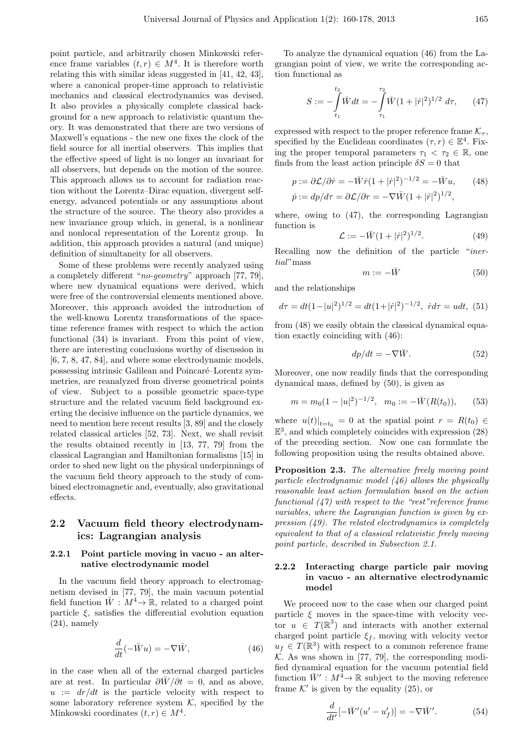point particle, and arbitrarily chosen Minkowski reference frame variables $(t, r) \in M^4$. It is therefore worth relating this with similar ideas suggested in [41, 42, 43], where a canonical proper-time approach to relativistic mechanics and classical electrodynamics was devised. It also provides a physically complete classical background for a new approach to relativistic quantum theory. It was demonstrated that there are two versions of Maxwell's equations - the new one fixes the clock of the field source for all inertial observers. This implies that the effective speed of light is no longer an invariant for all observers, but depends on the motion of the source. This approach allows us to account for radiation reaction without the Lorentz–Dirac equation, divergent self-energy, advanced potentials or any assumptions about the structure of the source. The theory also provides a new invariance group which, in general, is a nonlinear and nonlocal representation of the Lorentz group. In addition, this approach provides a natural (and unique) definition of simultaneity for all observers.

Some of these problems were recently analyzed using a completely different "*no-geometry*" approach [77, 79], where new dynamical equations were derived, which were free of the controversial elements mentioned above. Moreover, this approach avoided the introduction of the well-known Lorentz transformations of the space-time reference frames with respect to which the action functional (34) is invariant. From this point of view, there are interesting conclusions worthy of discussion in [6, 7, 8, 47, 84], and where some electrodynamic models, possessing intrinsic Galilean and Poincaré–Lorentz symmetries, are reanalyzed from diverse geometrical points of view. Subject to a possible geometric space-type structure and the related vacuum field background exerting the decisive influence on the particle dynamics, we need to mention here recent results [3, 89] and the closely related classical articles [52, 73]. Next, we shall revisit the results obtained recently in [13, 77, 79] from the classical Lagrangian and Hamiltonian formalisms [15] in order to shed new light on the physical underpinnings of the vacuum field theory approach to the study of combined electromagnetic and, eventually, also gravitational effects.

## 2.2 Vacuum field theory electrodynamics: Lagrangian analysis

### 2.2.1 Point particle moving in vacuo - an alternative electrodynamic model

In the vacuum field theory approach to electromagnetism devised in [77, 79], the main vacuum potential field function $\bar{W} : M^4 \to \mathbb{R}$, related to a charged point particle $\xi$, satisfies the differential evolution equation (24), namely

$$\frac{d}{dt}(-\bar{W}u) = -\nabla \bar{W}, \tag{46}$$

in the case when all of the external charged particles are at rest. In particular $\partial \bar{W}/\partial t = 0$, and as above, $u := dr/dt$ is the particle velocity with respect to some laboratory reference system $\mathcal{K}$, specified by the Minkowski coordinates $(t, r) \in M^4$.

To analyze the dynamical equation (46) from the Lagrangian point of view, we write the corresponding action functional as

$$S := -\int_{t_1}^{t_2} \bar{W} dt = -\int_{\tau_1}^{\tau_2} \bar{W}(1 + |\dot{r}|^2)^{1/2}\, d\tau, \tag{47}$$

expressed with respect to the proper reference frame $\mathcal{K}_\tau$, specified by the Euclidean coordinates $(\tau, r) \in \mathbb{E}^4$. Fixing the proper temporal parameters $\tau_1 < \tau_2 \in \mathbb{R}$, one finds from the least action principle $\delta S = 0$ that

$$\begin{aligned} p &:= \partial \mathcal{L}/\partial \dot{r} = -\bar{W}\dot{r}(1 + |\dot{r}|^2)^{-1/2} = -\bar{W}u, \\ \dot{p} &:= dp/d\tau = \partial \mathcal{L}/\partial r = -\nabla \bar{W}(1 + |\dot{r}|^2)^{1/2}, \end{aligned} \tag{48}$$

where, owing to (47), the corresponding Lagrangian function is

$$\mathcal{L} := -\bar{W}(1 + |\dot{r}|^2)^{1/2}. \tag{49}$$

Recalling now the definition of the particle "*inertial*" mass

$$m := -\bar{W} \tag{50}$$

and the relationships

$$d\tau = dt(1-|u|^2)^{1/2} = dt(1+|\dot{r}|^2)^{-1/2},\ \dot{r} d\tau = u dt, \tag{51}$$

from (48) we easily obtain the classical dynamical equation exactly coinciding with (46):

$$dp/dt = -\nabla \bar{W}. \tag{52}$$

Moreover, one now readily finds that the corresponding dynamical mass, defined by (50), is given as

$$m = m_0(1 - |u|^2)^{-1/2}, \quad m_0 := -\bar{W}(R(t_0)), \tag{53}$$

where $u(t)|_{t=t_0} = 0$ at the spatial point $r = R(t_0) \in \mathbb{E}^3$, and which completely coincides with expression (28) of the preceding section. Now one can formulate the following proposition using the results obtained above.

**Proposition 2.3.** *The alternative freely moving point particle electrodynamic model (46) allows the physically reasonable least action formulation based on the action functional (47) with respect to the "rest"reference frame variables, where the Lagrangian function is given by expression (49). The related electrodynamics is completely equivalent to that of a classical relativistic freely moving point particle, described in Subsection 2.1.*

### 2.2.2 Interacting charge particle pair moving in vacuo - an alternative electrodynamic model

We proceed now to the case when our charged point particle $\xi$ moves in the space-time with velocity vector $u \in T(\mathbb{R}^3)$ and interacts with another external charged point particle $\xi_f$, moving with velocity vector $u_f \in T(\mathbb{R}^3)$ with respect to a common reference frame $\mathcal{K}$. As was shown in [77, 79], the corresponding modified dynamical equation for the vacuum potential field function $\bar{W}' : M^4 \to \mathbb{R}$ subject to the moving reference frame $\mathcal{K}'$ is given by the equality (25), or

$$\frac{d}{dt'}[-\bar{W}'(u' - u'_f)] = -\nabla \bar{W}'. \tag{54}$$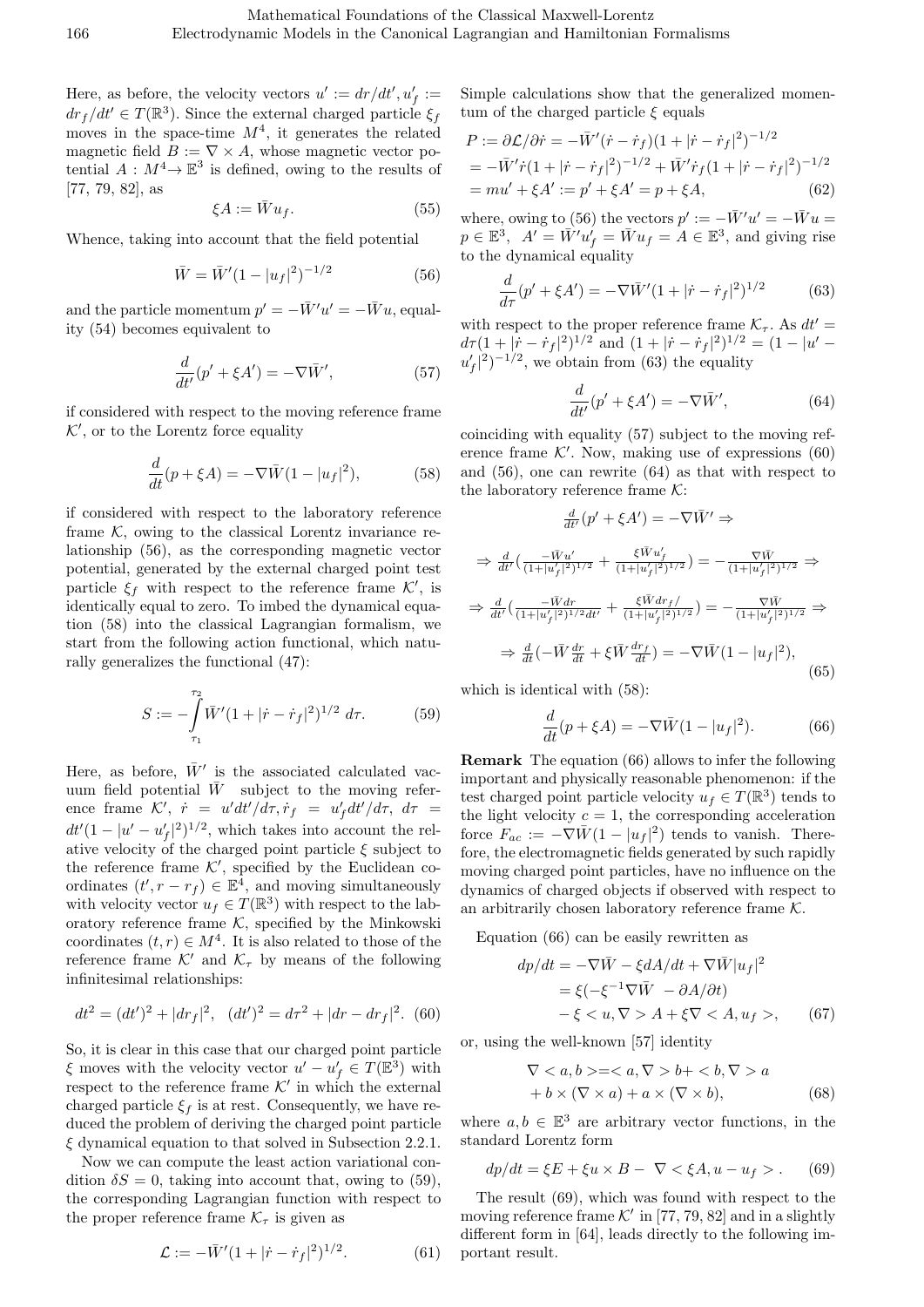Here, as before, the velocity vectors $u' := dr/dt', u_f' := dr_f/dt' \in T(\mathbb{R}^3)$. Since the external charged particle $\xi_f$ moves in the space-time $M^4$, it generates the related magnetic field $B := \nabla \times A$, whose magnetic vector potential $A : M^4 \to \mathbb{E}^3$ is defined, owing to the results of [77, 79, 82], as

$$\xi A := \bar{W} u_f. \tag{55}$$

Whence, taking into account that the field potential

$$\bar{W} = \bar{W}'(1 - |u_f|^2)^{-1/2} \tag{56}$$

and the particle momentum $p' = -\bar{W}'u' = -\bar{W}u$, equality (54) becomes equivalent to

$$\frac{d}{dt'}(p' + \xi A') = -\nabla \bar{W}', \tag{57}$$

if considered with respect to the moving reference frame $\mathcal{K}'$, or to the Lorentz force equality

$$\frac{d}{dt}(p + \xi A) = -\nabla \bar{W}(1 - |u_f|^2), \tag{58}$$

if considered with respect to the laboratory reference frame $\mathcal{K}$, owing to the classical Lorentz invariance relationship (56), as the corresponding magnetic vector potential, generated by the external charged point test particle $\xi_f$ with respect to the reference frame $\mathcal{K}'$, is identically equal to zero. To imbed the dynamical equation (58) into the classical Lagrangian formalism, we start from the following action functional, which naturally generalizes the functional (47):

$$S := -\int_{\tau_1}^{\tau_2} \bar{W}'(1 + |\dot{r} - \dot{r}_f|^2)^{1/2} \, d\tau. \tag{59}$$

Here, as before, $\bar{W}'$ is the associated calculated vacuum field potential $\bar{W}$ subject to the moving reference frame $\mathcal{K}'$, $\dot{r} = u'dt'/d\tau, \dot{r}_f = u_f'dt'/d\tau$, $d\tau = dt'(1 - |u' - u_f'|^2)^{1/2}$, which takes into account the relative velocity of the charged point particle $\xi$ subject to the reference frame $\mathcal{K}'$, specified by the Euclidean coordinates $(t', r - r_f) \in \mathbb{E}^4$, and moving simultaneously with velocity vector $u_f \in T(\mathbb{R}^3)$ with respect to the laboratory reference frame $\mathcal{K}$, specified by the Minkowski coordinates $(t, r) \in M^4$. It is also related to those of the reference frame $\mathcal{K}'$ and $\mathcal{K}_\tau$ by means of the following infinitesimal relationships:

$$dt^2 = (dt')^2 + |dr_f|^2, \quad (dt')^2 = d\tau^2 + |dr - dr_f|^2. \tag{60}$$

So, it is clear in this case that our charged point particle $\xi$ moves with the velocity vector $u' - u_f' \in T(\mathbb{E}^3)$ with respect to the reference frame $\mathcal{K}'$ in which the external charged particle $\xi_f$ is at rest. Consequently, we have reduced the problem of deriving the charged point particle $\xi$ dynamical equation to that solved in Subsection 2.2.1.

Now we can compute the least action variational condition $\delta S = 0$, taking into account that, owing to (59), the corresponding Lagrangian function with respect to the proper reference frame $\mathcal{K}_\tau$ is given as

$$\mathcal{L} := -\bar{W}'(1 + |\dot{r} - \dot{r}_f|^2)^{1/2}. \tag{61}$$

Simple calculations show that the generalized momentum of the charged particle $\xi$ equals

$$\begin{aligned}
P &:= \partial \mathcal{L}/\partial \dot{r} = -\bar{W}'(\dot{r} - \dot{r}_f)(1 + |\dot{r} - \dot{r}_f|^2)^{-1/2} \\
&= -\bar{W}'\dot{r}(1 + |\dot{r} - \dot{r}_f|^2)^{-1/2} + \bar{W}'\dot{r}_f(1 + |\dot{r} - \dot{r}_f|^2)^{-1/2} \\
&= mu' + \xi A' := p' + \xi A' = p + \xi A,
\end{aligned} \tag{62}$$

where, owing to (56) the vectors $p' := -\bar{W}'u' = -\bar{W}u = p \in \mathbb{E}^3$, $A' = \bar{W}'u_f' = \bar{W}u_f = A \in \mathbb{E}^3$, and giving rise to the dynamical equality

$$\frac{d}{d\tau}(p' + \xi A') = -\nabla \bar{W}'(1 + |\dot{r} - \dot{r}_f|^2)^{1/2} \tag{63}$$

with respect to the proper reference frame $\mathcal{K}_\tau$. As $dt' = d\tau(1 + |\dot{r} - \dot{r}_f|^2)^{1/2}$ and $(1 + |\dot{r} - \dot{r}_f|^2)^{1/2} = (1 - |u' - u_f'|^2)^{-1/2}$, we obtain from (63) the equality

$$\frac{d}{dt'}(p' + \xi A') = -\nabla \bar{W}', \tag{64}$$

coinciding with equality (57) subject to the moving reference frame $\mathcal{K}'$. Now, making use of expressions (60) and (56), one can rewrite (64) as that with respect to the laboratory reference frame $\mathcal{K}$:

$$\begin{gathered}
\tfrac{d}{dt'}(p' + \xi A') = -\nabla \bar{W}' \Rightarrow \\
\Rightarrow \tfrac{d}{dt'}\left(\tfrac{-\bar{W}u'}{(1+|u_f'|^2)^{1/2}} + \tfrac{\xi \bar{W}u_f'}{(1+|u_f'|^2)^{1/2}}\right) = -\tfrac{\nabla \bar{W}}{(1+|u_f'|^2)^{1/2}} \Rightarrow \\
\Rightarrow \tfrac{d}{dt'}\left(\tfrac{-\bar{W}dr}{(1+|u_f'|^2)^{1/2}dt'} + \tfrac{\xi \bar{W}dr_f/}{(1+|u_f'|^2)^{1/2}}\right) = -\tfrac{\nabla \bar{W}}{(1+|u_f'|^2)^{1/2}} \Rightarrow \\
\Rightarrow \tfrac{d}{dt}\left(-\bar{W}\tfrac{dr}{dt} + \xi \bar{W}\tfrac{dr_f}{dt}\right) = -\nabla \bar{W}(1 - |u_f|^2),
\end{gathered} \tag{65}$$

which is identical with (58):

$$\frac{d}{dt}(p + \xi A) = -\nabla \bar{W}(1 - |u_f|^2). \tag{66}$$

**Remark** The equation (66) allows to infer the following important and physically reasonable phenomenon: if the test charged point particle velocity $u_f \in T(\mathbb{R}^3)$ tends to the light velocity $c = 1$, the corresponding acceleration force $F_{ac} := -\nabla \bar{W}(1 - |u_f|^2)$ tends to vanish. Therefore, the electromagnetic fields generated by such rapidly moving charged point particles, have no influence on the dynamics of charged objects if observed with respect to an arbitrarily chosen laboratory reference frame $\mathcal{K}$.

Equation (66) can be easily rewritten as

$$\begin{aligned}
dp/dt &= -\nabla \bar{W} - \xi dA/dt + \nabla \bar{W}|u_f|^2 \\
&= \xi(-\xi^{-1}\nabla \bar{W} - \partial A/\partial t) \\
&\quad - \xi < u, \nabla > A + \xi \nabla < A, u_f >,
\end{aligned} \tag{67}$$

or, using the well-known [57] identity

$$\begin{aligned}
\nabla < a, b > &= < a, \nabla > b + < b, \nabla > a \\
&\quad + b \times (\nabla \times a) + a \times (\nabla \times b),
\end{aligned} \tag{68}$$

where $a, b \in \mathbb{E}^3$ are arbitrary vector functions, in the standard Lorentz form

$$dp/dt = \xi E + \xi u \times B - \nabla < \xi A, u - u_f > . \tag{69}$$

The result (69), which was found with respect to the moving reference frame $\mathcal{K}'$ in [77, 79, 82] and in a slightly different form in [64], leads directly to the following important result.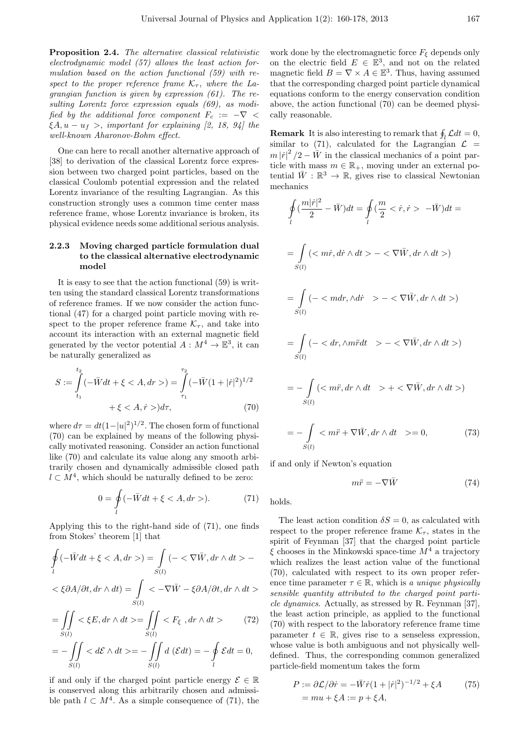**Proposition 2.4.** *The alternative classical relativistic electrodynamic model (57) allows the least action formulation based on the action functional (59) with respect to the proper reference frame $\mathcal{K}_\tau$, where the Lagrangian function is given by expression (61). The resulting Lorentz force expression equals (69), as modified by the additional force component $F_c := -\nabla < \xi A, u - u_f >$, important for explaining [2, 18, 94] the well-known Aharonov-Bohm effect.*

One can here to recall another alternative approach of [38] to derivation of the classical Lorentz force expression between two charged point particles, based on the classical Coulomb potential expression and the related Lorentz invariance of the resulting Lagrangian. As this construction strongly uses a common time center mass reference frame, whose Lorentz invariance is broken, its physical evidence needs some additional serious analysis.

### 2.2.3 Moving charged particle formulation dual to the classical alternative electrodynamic model

It is easy to see that the action functional (59) is written using the standard classical Lorentz transformations of reference frames. If we now consider the action functional (47) for a charged point particle moving with respect to the proper reference frame $\mathcal{K}_\tau$, and take into account its interaction with an external magnetic field generated by the vector potential $A : M^4 \to \mathbb{E}^3$, it can be naturally generalized as

$$S := \int_{t_1}^{t_2} (-\bar{W} dt + \xi < A, dr >) = \int_{\tau_1}^{\tau_2} (-\bar{W}(1 + |\dot{r}|^2)^{1/2} + \xi < A, \dot{r} >) d\tau, \tag{70}$$

where $d\tau = dt(1 - |u|^2)^{1/2}$. The chosen form of functional (70) can be explained by means of the following physically motivated reasoning. Consider an action functional like (70) and calculate its value along any smooth arbitrarily chosen and dynamically admissible closed path $l \subset M^4$, which should be naturally defined to be zero:

$$0 = \oint_l (-\bar{W} dt + \xi < A, dr >). \tag{71}$$

Applying this to the right-hand side of (71), one finds from Stokes' theorem [1] that

$$\begin{aligned}
&\oint_l (-\bar{W} dt + \xi < A, dr >) = \int_{S(l)} (- < \nabla \bar{W}, dr \wedge dt > - \\
&< \xi \partial A / \partial t, dr \wedge dt) = \int_{S(l)} < -\nabla \bar{W} - \xi \partial A / \partial t, dr \wedge dt > \\
&= \iint_{S(l)} < \xi E, dr \wedge dt > = \iint_{S(l)} < F_\xi \, , dr \wedge dt > \qquad (72) \\
&= -\iint_{S(l)} < d\mathcal{E} \wedge dt > = -\iint_{S(l)} d\,(\mathcal{E} dt) = -\oint_l \mathcal{E} dt = 0,
\end{aligned}$$

if and only if the charged point particle energy $\mathcal{E} \in \mathbb{R}$ is conserved along this arbitrarily chosen and admissible path $l \subset M^4$. As a simple consequence of (71), the work done by the electromagnetic force $F_\xi$ depends only on the electric field $E \in \mathbb{E}^3$, and not on the related magnetic field $B = \nabla \times A \in \mathbb{E}^3$. Thus, having assumed that the corresponding charged point particle dynamical equations conform to the energy conservation condition above, the action functional (70) can be deemed physically reasonable.

**Remark** It is also interesting to remark that $\oint_l \mathcal{L} dt = 0$, similar to (71), calculated for the Lagrangian $\mathcal{L} = m |\dot{r}|^2 / 2 - \bar{W}$ in the classical mechanics of a point particle with mass $m \in \mathbb{R}_+$, moving under an external potential $\bar{W} : \mathbb{R}^3 \to \mathbb{R}$, gives rise to classical Newtonian mechanics

$$\begin{aligned}
&\oint_l (\frac{m|\dot{r}|^2}{2} - \bar{W}) dt = \oint_l (\frac{m}{2} < \dot{r}, \dot{r} > -\bar{W}) dt = \\
&= \int_{S(l)} (< m\dot{r}, d\dot{r} \wedge dt > - < \nabla \bar{W}, dr \wedge dt >) \\
&= \int_{S(l)} (- < mdr, \wedge d\dot{r} \quad > - < \nabla \bar{W}, dr \wedge dt >) \\
&= \int_{S(l)} (- < dr, \wedge m\ddot{r} dt \quad > - < \nabla \bar{W}, dr \wedge dt >) \\
&= -\int_{S(l)} (< m\ddot{r}, dr \wedge dt \quad > + < \nabla \bar{W}, dr \wedge dt >) \\
&= -\int_{S(l)} < m\ddot{r} + \nabla \bar{W}, dr \wedge dt \quad >= 0, \qquad (73)
\end{aligned}$$

if and only if Newton's equation

$$m\ddot{r} = -\nabla \bar{W} \tag{74}$$

holds.

The least action condition $\delta S = 0$, as calculated with respect to the proper reference frame $\mathcal{K}_\tau$, states in the spirit of Feynman [37] that the charged point particle $\xi$ chooses in the Minkowski space-time $M^4$ a trajectory which realizes the least action value of the functional (70), calculated with respect to its own proper reference time parameter $\tau \in \mathbb{R}$, which is *a unique physically sensible quantity attributed to the charged point particle dynamics*. Actually, as stressed by R. Feynman [37], the least action principle, as applied to the functional (70) with respect to the laboratory reference frame time parameter $t \in \mathbb{R}$, gives rise to a senseless expression, whose value is both ambiguous and not physically well-defined. Thus, the corresponding common generalized particle-field momentum takes the form

$$\begin{aligned}
P &:= \partial \mathcal{L} / \partial \dot{r} = -\bar{W} \dot{r} (1 + |\dot{r}|^2)^{-1/2} + \xi A \qquad (75) \\
&= mu + \xi A := p + \xi A,
\end{aligned}$$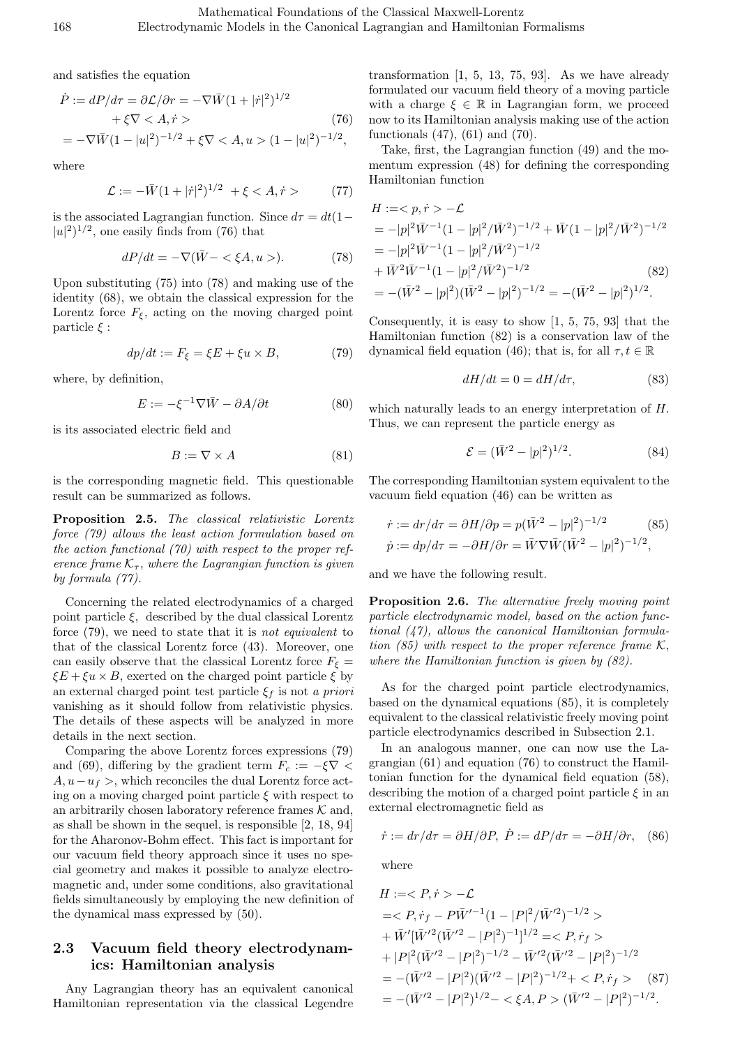and satisfies the equation

$$\begin{aligned}\dot{P} &:= dP/d\tau = \partial \mathcal{L}/\partial r = -\nabla \bar{W}(1+|\dot{r}|^2)^{1/2} \\ &+ \xi \nabla < A, \dot{r} > \qquad (76)\\ &= -\nabla \bar{W}(1-|u|^2)^{-1/2} + \xi \nabla < A, u > (1-|u|^2)^{-1/2},\end{aligned}$$

where

$$\mathcal{L} := -\bar{W}(1+|\dot{r}|^2)^{1/2} + \xi < A, \dot{r} > \qquad (77)$$

is the associated Lagrangian function. Since $d\tau = dt(1-|u|^2)^{1/2}$, one easily finds from (76) that

$$dP/dt = -\nabla(\bar{W} - < \xi A, u >). \qquad (78)$$

Upon substituting (75) into (78) and making use of the identity (68), we obtain the classical expression for the Lorentz force $F_\xi$, acting on the moving charged point particle $\xi$ :

$$dp/dt := F_\xi = \xi E + \xi u \times B, \qquad (79)$$

where, by definition,

$$E := -\xi^{-1} \nabla \bar{W} - \partial A/\partial t \qquad (80)$$

is its associated electric field and

$$B := \nabla \times A \qquad (81)$$

is the corresponding magnetic field. This questionable result can be summarized as follows.

**Proposition 2.5.** *The classical relativistic Lorentz force (79) allows the least action formulation based on the action functional (70) with respect to the proper reference frame $\mathcal{K}_\tau$, where the Lagrangian function is given by formula (77).*

Concerning the related electrodynamics of a charged point particle $\xi$, described by the dual classical Lorentz force (79), we need to state that it is *not equivalent* to that of the classical Lorentz force (43). Moreover, one can easily observe that the classical Lorentz force $F_\xi = \xi E + \xi u \times B$, exerted on the charged point particle $\xi$ by an external charged point test particle $\xi_f$ is not *a priori* vanishing as it should follow from relativistic physics. The details of these aspects will be analyzed in more details in the next section.

Comparing the above Lorentz forces expressions (79) and (69), differing by the gradient term $F_c := -\xi \nabla < A, u - u_f >$, which reconciles the dual Lorentz force acting on a moving charged point particle $\xi$ with respect to an arbitrarily chosen laboratory reference frames $\mathcal{K}$ and, as shall be shown in the sequel, is responsible [2, 18, 94] for the Aharonov-Bohm effect. This fact is important for our vacuum field theory approach since it uses no special geometry and makes it possible to analyze electromagnetic and, under some conditions, also gravitational fields simultaneously by employing the new definition of the dynamical mass expressed by (50).

## 2.3 Vacuum field theory electrodynamics: Hamiltonian analysis

Any Lagrangian theory has an equivalent canonical Hamiltonian representation via the classical Legendre transformation [1, 5, 13, 75, 93]. As we have already formulated our vacuum field theory of a moving particle with a charge $\xi \in \mathbb{R}$ in Lagrangian form, we proceed now to its Hamiltonian analysis making use of the action functionals (47), (61) and (70).

Take, first, the Lagrangian function (49) and the momentum expression (48) for defining the corresponding Hamiltonian function

$$\begin{aligned}H &:= < p, \dot{r} > - \mathcal{L} \\ &= -|p|^2 \bar{W}^{-1}(1-|p|^2/\bar{W}^2)^{-1/2} + \bar{W}(1-|p|^2/\bar{W}^2)^{-1/2} \\ &= -|p|^2 \bar{W}^{-1}(1-|p|^2/\bar{W}^2)^{-1/2} \\ &+ \bar{W}^2 \bar{W}^{-1}(1-|p|^2/\bar{W}^2)^{-1/2} \qquad (82)\\ &= -(\bar{W}^2 - |p|^2)(\bar{W}^2 - |p|^2)^{-1/2} = -(\bar{W}^2 - |p|^2)^{1/2}.\end{aligned}$$

Consequently, it is easy to show [1, 5, 75, 93] that the Hamiltonian function (82) is a conservation law of the dynamical field equation (46); that is, for all $\tau, t \in \mathbb{R}$

$$dH/dt = 0 = dH/d\tau, \qquad (83)$$

which naturally leads to an energy interpretation of $H$. Thus, we can represent the particle energy as

$$\mathcal{E} = (\bar{W}^2 - |p|^2)^{1/2}. \qquad (84)$$

The corresponding Hamiltonian system equivalent to the vacuum field equation (46) can be written as

$$\begin{aligned}\dot{r} &:= dr/d\tau = \partial H/\partial p = p(\bar{W}^2 - |p|^2)^{-1/2} \qquad (85)\\ \dot{p} &:= dp/d\tau = -\partial H/\partial r = \bar{W} \nabla \bar{W}(\bar{W}^2 - |p|^2)^{-1/2},\end{aligned}$$

and we have the following result.

**Proposition 2.6.** *The alternative freely moving point particle electrodynamic model, based on the action functional (47), allows the canonical Hamiltonian formulation (85) with respect to the proper reference frame $\mathcal{K}$, where the Hamiltonian function is given by (82).*

As for the charged point particle electrodynamics, based on the dynamical equations (85), it is completely equivalent to the classical relativistic freely moving point particle electrodynamics described in Subsection 2.1.

In an analogous manner, one can now use the Lagrangian (61) and equation (76) to construct the Hamiltonian function for the dynamical field equation (58), describing the motion of a charged point particle $\xi$ in an external electromagnetic field as

$$\dot{r} := dr/d\tau = \partial H/\partial P, \ \dot{P} := dP/d\tau = -\partial H/\partial r, \quad (86)$$

where

$$\begin{aligned}H &:= < P, \dot{r} > - \mathcal{L} \\ &= < P, \dot{r}_f - P \bar{W}'^{-1}(1-|P|^2/\bar{W}'^2)^{-1/2} > \\ &+ \bar{W}'[\bar{W}'^2(\bar{W}'^2 - |P|^2)^{-1}]^{1/2} = < P, \dot{r}_f > \\ &+ |P|^2(\bar{W}'^2 - |P|^2)^{-1/2} - \bar{W}'^2(\bar{W}'^2 - |P|^2)^{-1/2} \\ &= -(\bar{W}'^2 - |P|^2)(\bar{W}'^2 - |P|^2)^{-1/2} + < P, \dot{r}_f > \qquad (87)\\ &= -(\bar{W}'^2 - |P|^2)^{1/2} - < \xi A, P > (\bar{W}'^2 - |P|^2)^{-1/2}.\end{aligned}$$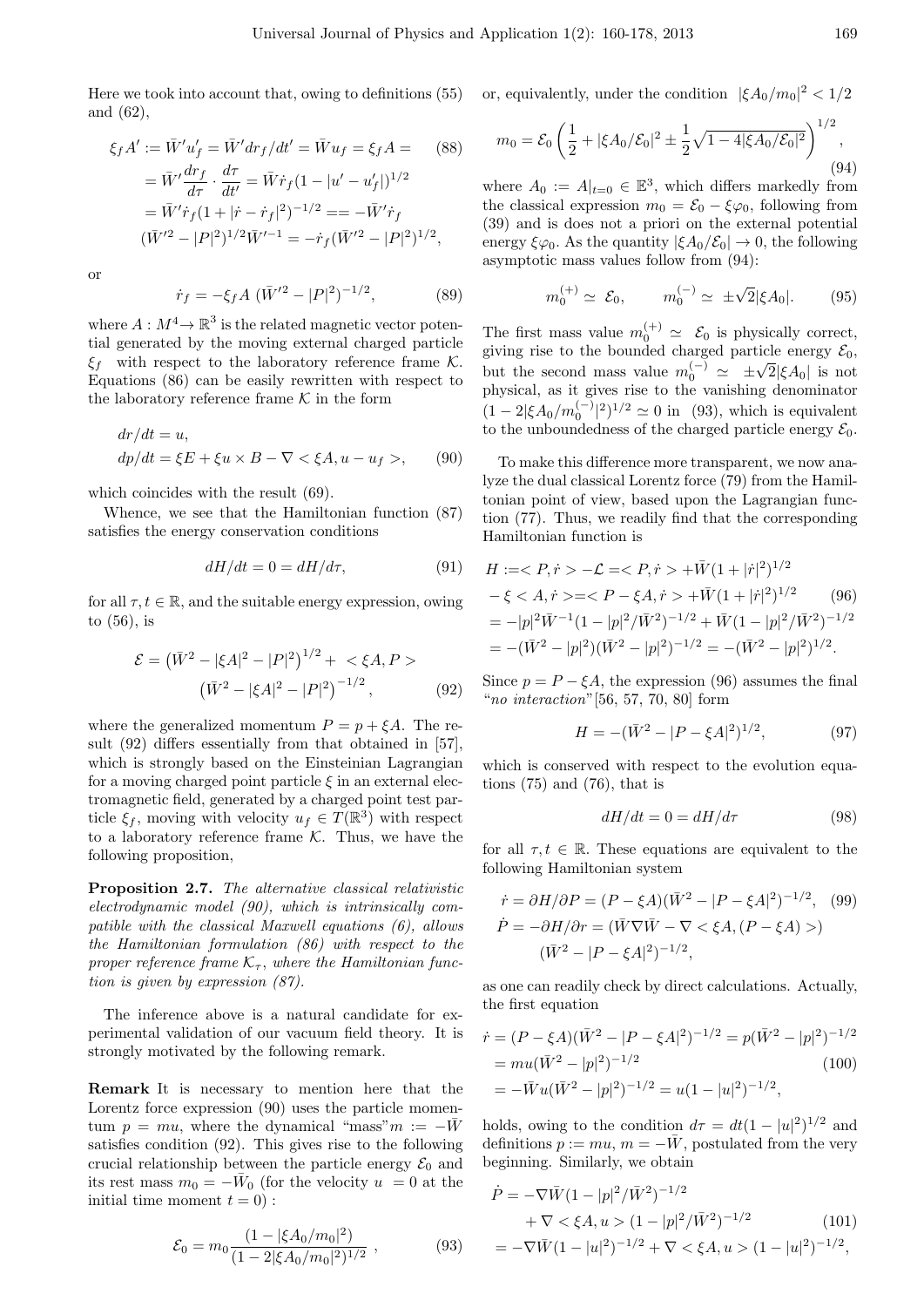Here we took into account that, owing to definitions (55) and (62),

$$
\begin{aligned}
\xi_f A' &:= \bar{W}' u_f' = \bar{W}' dr_f/dt' = \bar{W} u_f = \xi_f A = \qquad (88)\\
&= \bar{W}' \frac{dr_f}{d\tau} \cdot \frac{d\tau}{dt'} = \bar{W} \dot{r}_f (1 - |u' - u_f'|)^{1/2} \\
&= \bar{W}' \dot{r}_f (1 + |\dot{r} - \dot{r}_f|^2)^{-1/2} == -\bar{W}' \dot{r}_f \\
&(\bar{W}'^2 - |P|^2)^{1/2} \bar{W}'^{-1} = -\dot{r}_f (\bar{W}'^2 - |P|^2)^{1/2},
\end{aligned}
$$

or

$$
\dot{r}_f = -\xi_f A \ (\bar{W}'^2 - |P|^2)^{-1/2}, \tag{89}
$$

where $A : M^4 \to \mathbb{R}^3$ is the related magnetic vector potential generated by the moving external charged particle $\xi_f$ with respect to the laboratory reference frame $\mathcal{K}$. Equations (86) can be easily rewritten with respect to the laboratory reference frame $\mathcal{K}$ in the form

$$
\begin{aligned}
& dr/dt = u, \\
& dp/dt = \xi E + \xi u \times B - \nabla < \xi A, u - u_f >,
\end{aligned} \tag{90}
$$

which coincides with the result (69).

Whence, we see that the Hamiltonian function (87) satisfies the energy conservation conditions

$$
dH/dt = 0 = dH/d\tau, \tag{91}
$$

for all $\tau, t \in \mathbb{R}$, and the suitable energy expression, owing to (56), is

$$
\begin{aligned}
\mathcal{E} = \left(\bar{W}^2 - |\xi A|^2 - |P|^2\right)^{1/2} + \ < \xi A, P > \\
\left(\bar{W}^2 - |\xi A|^2 - |P|^2\right)^{-1/2},
\end{aligned} \tag{92}
$$

where the generalized momentum $P = p + \xi A$. The result (92) differs essentially from that obtained in [57], which is strongly based on the Einsteinian Lagrangian for a moving charged point particle $\xi$ in an external electromagnetic field, generated by a charged point test particle $\xi_f$, moving with velocity $u_f \in T(\mathbb{R}^3)$ with respect to a laboratory reference frame $\mathcal{K}$. Thus, we have the following proposition,

**Proposition 2.7.** *The alternative classical relativistic electrodynamic model (90), which is intrinsically compatible with the classical Maxwell equations (6), allows the Hamiltonian formulation (86) with respect to the proper reference frame $\mathcal{K}_\tau$, where the Hamiltonian function is given by expression (87).*

The inference above is a natural candidate for experimental validation of our vacuum field theory. It is strongly motivated by the following remark.

**Remark** It is necessary to mention here that the Lorentz force expression (90) uses the particle momentum $p = mu$, where the dynamical "mass" $m := -\bar{W}$ satisfies condition (92). This gives rise to the following crucial relationship between the particle energy $\mathcal{E}_0$ and its rest mass $m_0 = -\bar{W}_0$ (for the velocity $u = 0$ at the initial time moment $t = 0$) :

$$
\mathcal{E}_0 = m_0 \frac{(1 - |\xi A_0/m_0|^2)}{(1 - 2|\xi A_0/m_0|^2)^{1/2}} \ , \tag{93}
$$

or, equivalently, under the condition $|\xi A_0/m_0|^2 < 1/2$

$$
m_0 = \mathcal{E}_0 \left( \frac{1}{2} + |\xi A_0/\mathcal{E}_0|^2 \pm \frac{1}{2}\sqrt{1 - 4|\xi A_0/\mathcal{E}_0|^2} \right)^{1/2}, \tag{94}
$$

where $A_0 := A|_{t=0} \in \mathbb{E}^3$, which differs markedly from the classical expression $m_0 = \mathcal{E}_0 - \xi\varphi_0$, following from (39) and is does not a priori on the external potential energy $\xi\varphi_0$. As the quantity $|\xi A_0/\mathcal{E}_0| \to 0$, the following asymptotic mass values follow from (94):

$$
m_0^{(+)} \simeq \ \mathcal{E}_0, \qquad m_0^{(-)} \simeq \ \pm\sqrt{2}|\xi A_0|. \tag{95}
$$

The first mass value $m_0^{(+)} \simeq \ \mathcal{E}_0$ is physically correct, giving rise to the bounded charged particle energy $\mathcal{E}_0$, but the second mass value $m_0^{(-)} \simeq \ \pm\sqrt{2}|\xi A_0|$ is not physical, as it gives rise to the vanishing denominator $(1 - 2|\xi A_0/m_0^{(-)}|^2)^{1/2} \simeq 0$ in (93), which is equivalent to the unboundedness of the charged particle energy $\mathcal{E}_0$.

To make this difference more transparent, we now analyze the dual classical Lorentz force (79) from the Hamiltonian point of view, based upon the Lagrangian function (77). Thus, we readily find that the corresponding Hamiltonian function is

$$
\begin{aligned}
H &:= < P, \dot{r} > - \mathcal{L} = < P, \dot{r} > + \bar{W}(1 + |\dot{r}|^2)^{1/2} \\
&- \xi < A, \dot{r} > = < P - \xi A, \dot{r} > + \bar{W}(1 + |\dot{r}|^2)^{1/2} \qquad (96)\\
&= -|p|^2 \bar{W}^{-1}(1 - |p|^2/\bar{W}^2)^{-1/2} + \bar{W}(1 - |p|^2/\bar{W}^2)^{-1/2} \\
&= -(\bar{W}^2 - |p|^2)(\bar{W}^2 - |p|^2)^{-1/2} = -(\bar{W}^2 - |p|^2)^{1/2}.
\end{aligned}
$$

Since $p = P - \xi A$, the expression (96) assumes the final "*no interaction*" [56, 57, 70, 80] form

$$
H = -(\bar{W}^2 - |P - \xi A|^2)^{1/2}, \tag{97}
$$

which is conserved with respect to the evolution equations (75) and (76), that is

$$
dH/dt = 0 = dH/d\tau \tag{98}
$$

for all $\tau, t \in \mathbb{R}$. These equations are equivalent to the following Hamiltonian system

$$
\begin{aligned}
\dot{r} &= \partial H/\partial P = (P - \xi A)(\bar{W}^2 - |P - \xi A|^2)^{-1/2}, \qquad (99)\\
\dot{P} &= -\partial H/\partial r = (\bar{W}\nabla\bar{W} - \nabla < \xi A, (P - \xi A) >) \\
&(\bar{W}^2 - |P - \xi A|^2)^{-1/2},
\end{aligned}
$$

as one can readily check by direct calculations. Actually, the first equation

$$
\begin{aligned}
\dot{r} &= (P - \xi A)(\bar{W}^2 - |P - \xi A|^2)^{-1/2} = p(\bar{W}^2 - |p|^2)^{-1/2} \\
&= mu(\bar{W}^2 - |p|^2)^{-1/2} \qquad (100)\\
&= -\bar{W} u (\bar{W}^2 - |p|^2)^{-1/2} = u(1 - |u|^2)^{-1/2},
\end{aligned}
$$

holds, owing to the condition $d\tau = dt(1 - |u|^2)^{1/2}$ and definitions $p := mu$, $m = -\bar{W}$, postulated from the very beginning. Similarly, we obtain

$$
\begin{aligned}
\dot{P} &= -\nabla\bar{W}(1 - |p|^2/\bar{W}^2)^{-1/2} \\
&+ \nabla < \xi A, u > (1 - |p|^2/\bar{W}^2)^{-1/2} \qquad (101)\\
&= -\nabla\bar{W}(1 - |u|^2)^{-1/2} + \nabla < \xi A, u > (1 - |u|^2)^{-1/2},
\end{aligned}
$$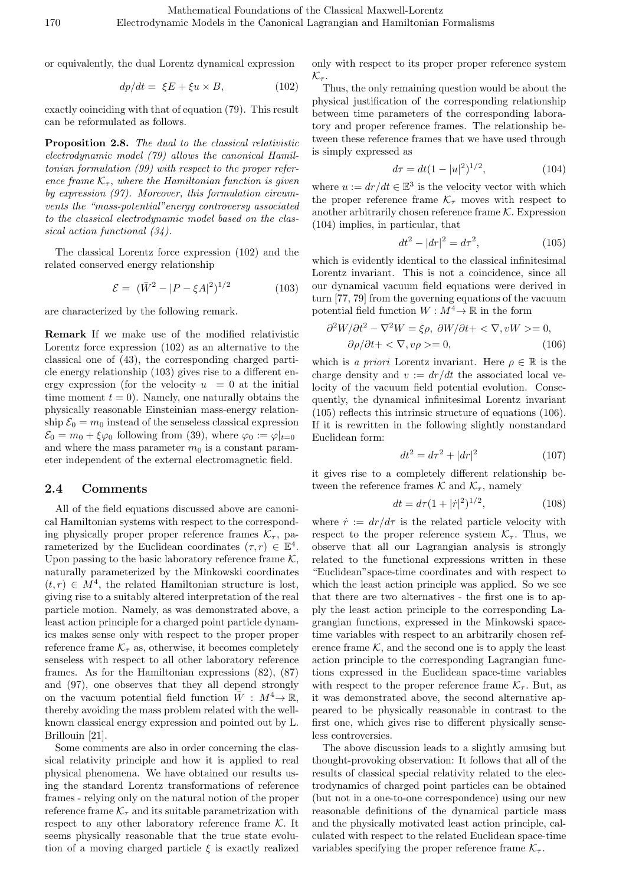or equivalently, the dual Lorentz dynamical expression

$$dp/dt = \ \xi E + \xi u \times B, \tag{102}$$

exactly coinciding with that of equation (79). This result can be reformulated as follows.

**Proposition 2.8.** *The dual to the classical relativistic electrodynamic model (79) allows the canonical Hamiltonian formulation (99) with respect to the proper reference frame $\mathcal{K}_\tau$, where the Hamiltonian function is given by expression (97). Moreover, this formulation circumvents the "mass-potential"energy controversy associated to the classical electrodynamic model based on the classical action functional (34).*

The classical Lorentz force expression (102) and the related conserved energy relationship

$$\mathcal{E} = \ (\bar{W}^2 - |P - \xi A|^2)^{1/2} \tag{103}$$

are characterized by the following remark.

**Remark** If we make use of the modified relativistic Lorentz force expression (102) as an alternative to the classical one of (43), the corresponding charged particle energy relationship (103) gives rise to a different energy expression (for the velocity $u \ = 0$ at the initial time moment $t = 0$). Namely, one naturally obtains the physically reasonable Einsteinian mass-energy relationship $\mathcal{E}_0 = m_0$ instead of the senseless classical expression $\mathcal{E}_0 = m_0 + \xi\varphi_0$ following from (39), where $\varphi_0 := \varphi|_{t=0}$ and where the mass parameter $m_0$ is a constant parameter independent of the external electromagnetic field.

## 2.4 Comments

All of the field equations discussed above are canonical Hamiltonian systems with respect to the corresponding physically proper proper reference frames $\mathcal{K}_\tau$, parameterized by the Euclidean coordinates $(\tau, r) \in \mathbb{E}^4$. Upon passing to the basic laboratory reference frame $\mathcal{K}$, naturally parameterized by the Minkowski coordinates $(t, r) \in M^4$, the related Hamiltonian structure is lost, giving rise to a suitably altered interpretation of the real particle motion. Namely, as was demonstrated above, a least action principle for a charged point particle dynamics makes sense only with respect to the proper proper reference frame $\mathcal{K}_\tau$ as, otherwise, it becomes completely senseless with respect to all other laboratory reference frames. As for the Hamiltonian expressions (82), (87) and (97), one observes that they all depend strongly on the vacuum potential field function $\bar{W} : M^4 \to \mathbb{R}$, thereby avoiding the mass problem related with the well-known classical energy expression and pointed out by L. Brillouin [21].

Some comments are also in order concerning the classical relativity principle and how it is applied to real physical phenomena. We have obtained our results using the standard Lorentz transformations of reference frames - relying only on the natural notion of the proper reference frame $\mathcal{K}_\tau$ and its suitable parametrization with respect to any other laboratory reference frame $\mathcal{K}$. It seems physically reasonable that the true state evolution of a moving charged particle $\xi$ is exactly realized only with respect to its proper proper reference system $\mathcal{K}_\tau$.

Thus, the only remaining question would be about the physical justification of the corresponding relationship between time parameters of the corresponding laboratory and proper reference frames. The relationship between these reference frames that we have used through is simply expressed as

$$d\tau = dt(1 - |u|^2)^{1/2}, \tag{104}$$

where $u := dr/dt \in \mathbb{E}^3$ is the velocity vector with which the proper reference frame $\mathcal{K}_\tau$ moves with respect to another arbitrarily chosen reference frame $\mathcal{K}$. Expression (104) implies, in particular, that

$$dt^2 - |dr|^2 = d\tau^2, \tag{105}$$

which is evidently identical to the classical infinitesimal Lorentz invariant. This is not a coincidence, since all our dynamical vacuum field equations were derived in turn [77, 79] from the governing equations of the vacuum potential field function $W : M^4 \to \mathbb{R}$ in the form

$$\partial^2 W/\partial t^2 - \nabla^2 W = \xi\rho, \ \partial W/\partial t + <\nabla, vW> = 0,$$
$$\partial\rho/\partial t + <\nabla, v\rho> = 0, \tag{106}$$

which is *a priori* Lorentz invariant. Here $\rho \in \mathbb{R}$ is the charge density and $v := dr/dt$ the associated local velocity of the vacuum field potential evolution. Consequently, the dynamical infinitesimal Lorentz invariant (105) reflects this intrinsic structure of equations (106). If it is rewritten in the following slightly nonstandard Euclidean form:

$$dt^2 = d\tau^2 + |dr|^2 \tag{107}$$

it gives rise to a completely different relationship between the reference frames $\mathcal{K}$ and $\mathcal{K}_\tau$, namely

$$dt = d\tau(1 + |\dot{r}|^2)^{1/2}, \tag{108}$$

where $\dot{r} := dr/d\tau$ is the related particle velocity with respect to the proper reference system $\mathcal{K}_\tau$. Thus, we observe that all our Lagrangian analysis is strongly related to the functional expressions written in these "Euclidean"space-time coordinates and with respect to which the least action principle was applied. So we see that there are two alternatives - the first one is to apply the least action principle to the corresponding Lagrangian functions, expressed in the Minkowski spacetime variables with respect to an arbitrarily chosen reference frame $\mathcal{K}$, and the second one is to apply the least action principle to the corresponding Lagrangian functions expressed in the Euclidean space-time variables with respect to the proper reference frame $\mathcal{K}_\tau$. But, as it was demonstrated above, the second alternative appeared to be physically reasonable in contrast to the first one, which gives rise to different physically senseless controversies.

The above discussion leads to a slightly amusing but thought-provoking observation: It follows that all of the results of classical special relativity related to the electrodynamics of charged point particles can be obtained (but not in a one-to-one correspondence) using our new reasonable definitions of the dynamical particle mass and the physically motivated least action principle, calculated with respect to the related Euclidean space-time variables specifying the proper reference frame $\mathcal{K}_\tau$.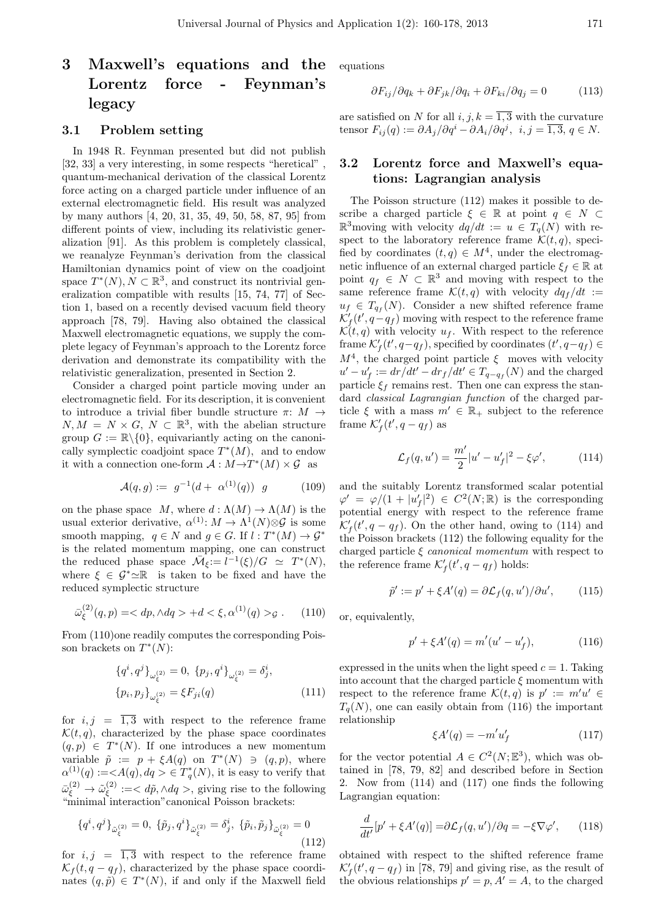# 3 Maxwell's equations and the Lorentz force - Feynman's legacy

## 3.1 Problem setting

In 1948 R. Feynman presented but did not publish [32, 33] a very interesting, in some respects "heretical" , quantum-mechanical derivation of the classical Lorentz force acting on a charged particle under influence of an external electromagnetic field. His result was analyzed by many authors [4, 20, 31, 35, 49, 50, 58, 87, 95] from different points of view, including its relativistic generalization [91]. As this problem is completely classical, we reanalyze Feynman's derivation from the classical Hamiltonian dynamics point of view on the coadjoint space $T^*(N), N \subset \mathbb{R}^3$, and construct its nontrivial generalization compatible with results [15, 74, 77] of Section 1, based on a recently devised vacuum field theory approach [78, 79]. Having also obtained the classical Maxwell electromagnetic equations, we supply the complete legacy of Feynman's approach to the Lorentz force derivation and demonstrate its compatibility with the relativistic generalization, presented in Section 2.

Consider a charged point particle moving under an electromagnetic field. For its description, it is convenient to introduce a trivial fiber bundle structure $\pi$: $M \to N, M = N \times G$, $N \subset \mathbb{R}^3$, with the abelian structure group $G := \mathbb{R}\backslash\{0\}$, equivariantly acting on the canonically symplectic coadjoint space $T^*(M)$, and to endow it with a connection one-form $\mathcal{A} : M \to T^*(M) \times \mathcal{G}$ as

$$\mathcal{A}(q, g) := g^{-1}(d + \alpha^{(1)}(q)) \; g \tag{109}$$

on the phase space $M$, where $d : \Lambda(M) \to \Lambda(M)$ is the usual exterior derivative, $\alpha^{(1)}: M \to \Lambda^1(N) \otimes \mathcal{G}$ is some smooth mapping, $q \in N$ and $g \in G$. If $l : T^*(M) \to \mathcal{G}^*$ is the related momentum mapping, one can construct the reduced phase space $\bar{\mathcal{M}}_\xi := l^{-1}(\xi)/G \simeq T^*(N)$, where $\xi \in \mathcal{G}^* \simeq \mathbb{R}$ is taken to be fixed and have the reduced symplectic structure

$$\bar{\omega}^{(2)}_\xi(q, p) = < dp, \wedge dq > + d < \xi, \alpha^{(1)}(q) >_{\mathcal{G}} . \tag{110}$$

From (110)one readily computes the corresponding Poisson brackets on $T^*(N)$:

$$\begin{gathered}\{q^i, q^j\}_{\omega^{(2)}_\xi} = 0, \; \{p_j, q^i\}_{\omega^{(2)}_\xi} = \delta^i_j, \\ \{p_i, p_j\}_{\omega^{(2)}_\xi} = \xi F_{ji}(q)\end{gathered} \tag{111}$$

for $i, j = \overline{1, 3}$ with respect to the reference frame $\mathcal{K}(t, q)$, characterized by the phase space coordinates $(q, p) \in T^*(N)$. If one introduces a new momentum variable $\tilde{p} := p + \xi A(q)$ on $T^*(N) \ni (q, p)$, where $\alpha^{(1)}(q) := < A(q), dq > \in T^*_q(N)$, it is easy to verify that $\bar{\omega}^{(2)}_\xi \to \tilde{\omega}^{(2)}_\xi := < d\tilde{p}, \wedge dq >$, giving rise to the following "minimal interaction"canonical Poisson brackets:

$$\{q^i, q^j\}_{\tilde{\omega}^{(2)}_\xi} = 0, \; \{\tilde{p}_j, q^i\}_{\tilde{\omega}^{(2)}_\xi} = \delta^i_j, \; \{\tilde{p}_i, \tilde{p}_j\}_{\tilde{\omega}^{(2)}_\xi} = 0 \tag{112}$$

for $i, j = \overline{1, 3}$ with respect to the reference frame $\mathcal{K}_f(t, q - q_f)$, characterized by the phase space coordinates $(q, \tilde{p}) \in T^*(N)$, if and only if the Maxwell field equations

$$\partial F_{ij}/\partial q_k + \partial F_{jk}/\partial q_i + \partial F_{ki}/\partial q_j = 0 \tag{113}$$

are satisfied on $N$ for all $i, j, k = \overline{1, 3}$ with the curvature tensor $F_{ij}(q) := \partial A_j/\partial q^i - \partial A_i/\partial q^j$, $i, j = \overline{1, 3}$, $q \in N$.

## 3.2 Lorentz force and Maxwell's equations: Lagrangian analysis

The Poisson structure (112) makes it possible to describe a charged particle $\xi \in \mathbb{R}$ at point $q \in N \subset \mathbb{R}^3$moving with velocity $dq/dt := u \in T_q(N)$ with respect to the laboratory reference frame $\mathcal{K}(t, q)$, specified by coordinates $(t, q) \in M^4$, under the electromagnetic influence of an external charged particle $\xi_f \in \mathbb{R}$ at point $q_f \in N \subset \mathbb{R}^3$ and moving with respect to the same reference frame $\mathcal{K}(t, q)$ with velocity $dq_f/dt := u_f \in T_{q_f}(N)$. Consider a new shifted reference frame $\mathcal{K}'_f(t', q - q_f)$ moving with respect to the reference frame $\mathcal{K}(t, q)$ with velocity $u_f$. With respect to the reference frame $\mathcal{K}'_f(t', q - q_f)$, specified by coordinates $(t', q - q_f) \in M^4$, the charged point particle $\xi$ moves with velocity $u' - u'_f := dr/dt' - dr_f/dt' \in T_{q-q_f}(N)$ and the charged particle $\xi_f$ remains rest. Then one can express the standard *classical Lagrangian function* of the charged particle $\xi$ with a mass $m' \in \mathbb{R}_+$ subject to the reference frame $\mathcal{K}'_f(t', q - q_f)$ as

$$\mathcal{L}_f(q, u') = \frac{m'}{2}|u' - u'_f|^2 - \xi\varphi', \tag{114}$$

and the suitably Lorentz transformed scalar potential $\varphi' = \varphi/(1 + |u'_f|^2) \in C^2(N; \mathbb{R})$ is the corresponding potential energy with respect to the reference frame $\mathcal{K}'_f(t', q - q_f)$. On the other hand, owing to (114) and the Poisson brackets (112) the following equality for the charged particle $\xi$ *canonical momentum* with respect to the reference frame $\mathcal{K}'_f(t', q - q_f)$ holds:

$$\tilde{p}' := p' + \xi A'(q) = \partial\mathcal{L}_f(q, u')/\partial u', \tag{115}$$

or, equivalently,

$$p' + \xi A'(q) = m'(u' - u'_f), \tag{116}$$

expressed in the units when the light speed $c = 1$. Taking into account that the charged particle $\xi$ momentum with respect to the reference frame $\mathcal{K}(t, q)$ is $p' := m'u' \in T_q(N)$, one can easily obtain from (116) the important relationship

$$\xi A'(q) = -m'u'_f \tag{117}$$

for the vector potential $A \in C^2(N; \mathbb{E}^3)$, which was obtained in [78, 79, 82] and described before in Section 2. Now from (114) and (117) one finds the following Lagrangian equation:

$$\frac{d}{dt'}[p' + \xi A'(q)] = \partial\mathcal{L}_f(q, u')/\partial q = -\xi\nabla\varphi', \tag{118}$$

obtained with respect to the shifted reference frame $\mathcal{K}'_f(t', q - q_f)$ in [78, 79] and giving rise, as the result of the obvious relationships $p' = p, A' = A$, to the charged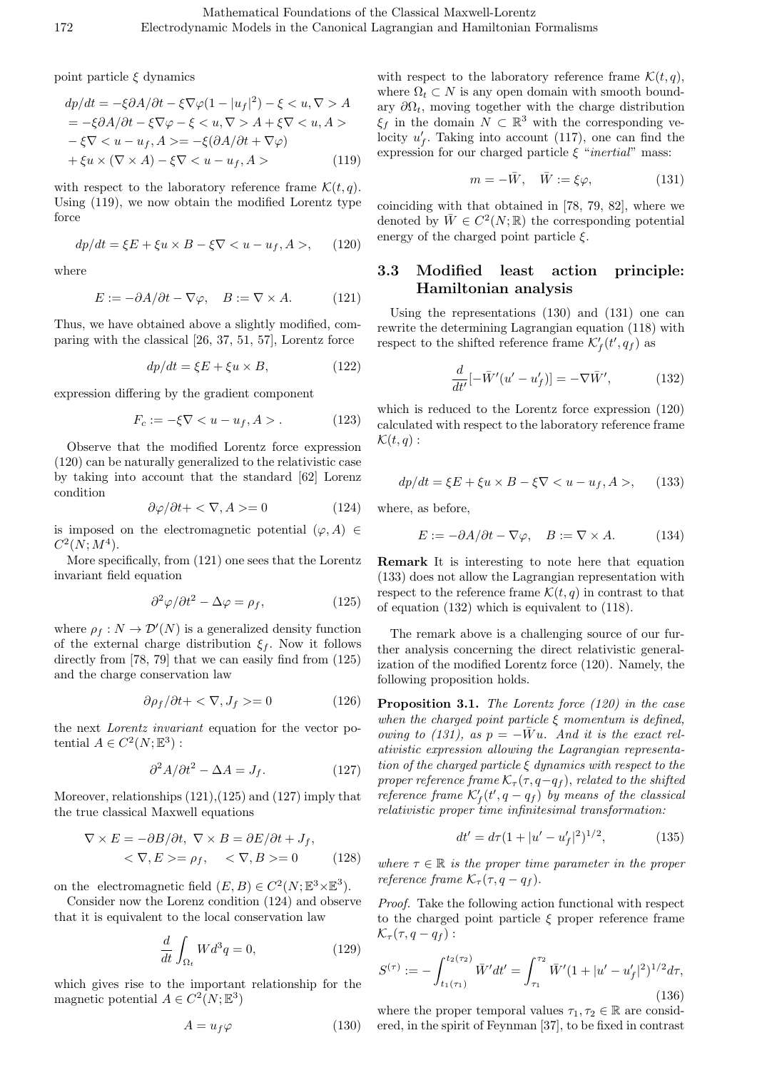point particle $\xi$ dynamics

$$
\begin{aligned}
dp/dt &= -\xi\partial A/\partial t - \xi\nabla\varphi(1-|u_f|^2) - \xi < u, \nabla > A \\
&= -\xi\partial A/\partial t - \xi\nabla\varphi - \xi < u, \nabla > A + \xi\nabla < u, A > \\
&- \xi\nabla < u - u_f, A > = -\xi(\partial A/\partial t + \nabla\varphi) \\
&+ \xi u \times (\nabla \times A) - \xi\nabla < u - u_f, A >
\end{aligned} \tag{119}
$$

with respect to the laboratory reference frame $\mathcal{K}(t, q)$. Using (119), we now obtain the modified Lorentz type force

$$
dp/dt = \xi E + \xi u \times B - \xi\nabla < u - u_f, A >, \tag{120}
$$

where

$$
E := -\partial A/\partial t - \nabla\varphi, \quad B := \nabla \times A. \tag{121}
$$

Thus, we have obtained above a slightly modified, comparing with the classical [26, 37, 51, 57], Lorentz force

$$
dp/dt = \xi E + \xi u \times B, \tag{122}
$$

expression differing by the gradient component

$$
F_c := -\xi\nabla < u - u_f, A > . \tag{123}
$$

Observe that the modified Lorentz force expression (120) can be naturally generalized to the relativistic case by taking into account that the standard [62] Lorenz condition

$$
\partial\varphi/\partial t + < \nabla, A >= 0 \tag{124}
$$

is imposed on the electromagnetic potential $(\varphi, A) \in C^2(N; M^4)$.

More specifically, from (121) one sees that the Lorentz invariant field equation

$$
\partial^2\varphi/\partial t^2 - \Delta\varphi = \rho_f, \tag{125}
$$

where $\rho_f : N \to \mathcal{D}'(N)$ is a generalized density function of the external charge distribution $\xi_f$. Now it follows directly from [78, 79] that we can easily find from (125) and the charge conservation law

$$
\partial\rho_f/\partial t + < \nabla, J_f >= 0 \tag{126}
$$

the next *Lorentz invariant* equation for the vector potential $A \in C^2(N; \mathbb{E}^3)$ :

$$
\partial^2 A/\partial t^2 - \Delta A = J_f. \tag{127}
$$

Moreover, relationships (121),(125) and (127) imply that the true classical Maxwell equations

$$
\begin{aligned}
\nabla \times E = -\partial B/\partial t,\ & \nabla \times B = \partial E/\partial t + J_f, \\
< \nabla, E >= \rho_f, & \quad < \nabla, B >= 0
\end{aligned} \tag{128}
$$

on the electromagnetic field $(E, B) \in C^2(N; \mathbb{E}^3 \times \mathbb{E}^3)$.

Consider now the Lorenz condition (124) and observe that it is equivalent to the local conservation law

$$
\frac{d}{dt}\int_{\Omega_t} W d^3q = 0, \tag{129}
$$

which gives rise to the important relationship for the magnetic potential $A \in C^2(N; \mathbb{E}^3)$

$$
A = u_f\varphi \tag{130}
$$

with respect to the laboratory reference frame $\mathcal{K}(t, q)$, where $\Omega_t \subset N$ is any open domain with smooth boundary $\partial\Omega_t$, moving together with the charge distribution $\xi_f$ in the domain $N \subset \mathbb{R}^3$ with the corresponding velocity $u'_f$. Taking into account (117), one can find the expression for our charged particle $\xi$ "*inertial*" mass:

$$
m = -\bar{W}, \quad \bar{W} := \xi\varphi, \tag{131}
$$

coinciding with that obtained in [78, 79, 82], where we denoted by $\bar{W} \in C^2(N; \mathbb{R})$ the corresponding potential energy of the charged point particle $\xi$.

## 3.3 Modified least action principle: Hamiltonian analysis

Using the representations (130) and (131) one can rewrite the determining Lagrangian equation (118) with respect to the shifted reference frame $\mathcal{K}'_f(t', q_f)$ as

$$
\frac{d}{dt'}[-\bar{W}'(u' - u'_f)] = -\nabla\bar{W}', \tag{132}
$$

which is reduced to the Lorentz force expression (120) calculated with respect to the laboratory reference frame $\mathcal{K}(t, q)$ :

$$
dp/dt = \xi E + \xi u \times B - \xi\nabla < u - u_f, A >, \tag{133}
$$

where, as before,

$$
E := -\partial A/\partial t - \nabla\varphi, \quad B := \nabla \times A. \tag{134}
$$

**Remark** It is interesting to note here that equation (133) does not allow the Lagrangian representation with respect to the reference frame $\mathcal{K}(t, q)$ in contrast to that of equation (132) which is equivalent to (118).

The remark above is a challenging source of our further analysis concerning the direct relativistic generalization of the modified Lorentz force (120). Namely, the following proposition holds.

**Proposition 3.1.** *The Lorentz force (120) in the case when the charged point particle $\xi$ momentum is defined, owing to (131), as $p = -\bar{W}u$. And it is the exact relativistic expression allowing the Lagrangian representation of the charged particle $\xi$ dynamics with respect to the proper reference frame $\mathcal{K}_\tau(\tau, q - q_f)$, related to the shifted reference frame $\mathcal{K}'_f(t', q - q_f)$ by means of the classical relativistic proper time infinitesimal transformation:*

$$
dt' = d\tau(1 + |u' - u'_f|^2)^{1/2}, \tag{135}
$$

*where $\tau \in \mathbb{R}$ is the proper time parameter in the proper reference frame $\mathcal{K}_\tau(\tau, q - q_f)$.*

*Proof.* Take the following action functional with respect to the charged point particle $\xi$ proper reference frame $\mathcal{K}_\tau(\tau, q - q_f)$ :

$$
S^{(\tau)} := -\int_{t_1(\tau_1)}^{t_2(\tau_2)} \bar{W}' dt' = \int_{\tau_1}^{\tau_2} \bar{W}'(1 + |u' - u'_f|^2)^{1/2} d\tau, \tag{136}
$$

where the proper temporal values $\tau_1, \tau_2 \in \mathbb{R}$ are considered, in the spirit of Feynman [37], to be fixed in contrast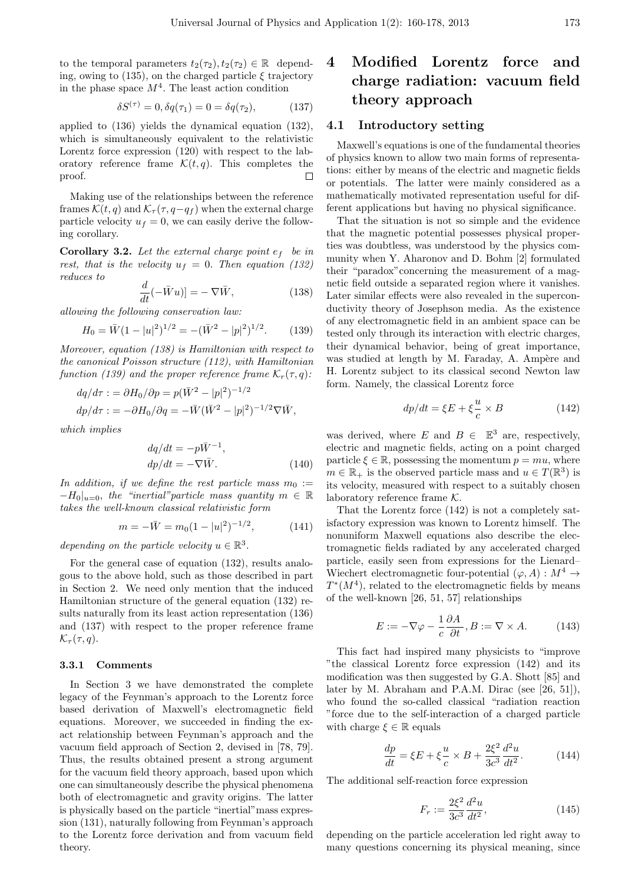to the temporal parameters $t_2(\tau_2), t_2(\tau_2) \in \mathbb{R}$ depending, owing to (135), on the charged particle $\xi$ trajectory in the phase space $M^4$. The least action condition

$$\delta S^{(\tau)} = 0, \delta q(\tau_1) = 0 = \delta q(\tau_2), \tag{137}$$

applied to (136) yields the dynamical equation (132), which is simultaneously equivalent to the relativistic Lorentz force expression (120) with respect to the laboratory reference frame $\mathcal{K}(t, q)$. This completes the proof. □

Making use of the relationships between the reference frames $\mathcal{K}(t, q)$ and $\mathcal{K}_\tau(\tau, q - q_f)$ when the external charge particle velocity $u_f = 0$, we can easily derive the following corollary.

**Corollary 3.2.** *Let the external charge point $e_f$ be in rest, that is the velocity $u_f = 0$. Then equation (132) reduces to*

$$\frac{d}{dt}(-\bar{W}u)] = -\nabla \bar{W}, \tag{138}$$

*allowing the following conservation law:*

$$H_0 = \bar{W}(1 - |u|^2)^{1/2} = -(\bar{W}^2 - |p|^2)^{1/2}. \tag{139}$$

*Moreover, equation (138) is Hamiltonian with respect to the canonical Poisson structure (112), with Hamiltonian function (139) and the proper reference frame $\mathcal{K}_r(\tau, q)$:*

$$dq/d\tau := \partial H_0/\partial p = p(\bar{W}^2 - |p|^2)^{-1/2}$$
$$dp/d\tau := -\partial H_0/\partial q = -\bar{W}(\bar{W}^2 - |p|^2)^{-1/2}\nabla \bar{W},$$

*which implies*

$$dq/dt = -p\bar{W}^{-1},$$
$$dp/dt = -\nabla \bar{W}. \tag{140}$$

*In addition, if we define the rest particle mass $m_0 := -H_0|_{u=0}$, the "inertial" particle mass quantity $m \in \mathbb{R}$ takes the well-known classical relativistic form*

$$m = -\bar{W} = m_0(1 - |u|^2)^{-1/2}, \tag{141}$$

*depending on the particle velocity $u \in \mathbb{R}^3$.*

For the general case of equation (132), results analogous to the above hold, such as those described in part in Section 2. We need only mention that the induced Hamiltonian structure of the general equation (132) results naturally from its least action representation (136) and (137) with respect to the proper reference frame $\mathcal{K}_\tau(\tau, q)$.

### 3.3.1 Comments

In Section 3 we have demonstrated the complete legacy of the Feynman's approach to the Lorentz force based derivation of Maxwell's electromagnetic field equations. Moreover, we succeeded in finding the exact relationship between Feynman's approach and the vacuum field approach of Section 2, devised in [78, 79]. Thus, the results obtained present a strong argument for the vacuum field theory approach, based upon which one can simultaneously describe the physical phenomena both of electromagnetic and gravity origins. The latter is physically based on the particle "inertial" mass expression (131), naturally following from Feynman's approach to the Lorentz force derivation and from vacuum field theory.

# 4 Modified Lorentz force and charge radiation: vacuum field theory approach

## 4.1 Introductory setting

Maxwell's equations is one of the fundamental theories of physics known to allow two main forms of representations: either by means of the electric and magnetic fields or potentials. The latter were mainly considered as a mathematically motivated representation useful for different applications but having no physical significance.

That the situation is not so simple and the evidence that the magnetic potential possesses physical properties was doubtless, was understood by the physics community when Y. Aharonov and D. Bohm [2] formulated their "paradox"concerning the measurement of a magnetic field outside a separated region where it vanishes. Later similar effects were also revealed in the superconductivity theory of Josephson media. As the existence of any electromagnetic field in an ambient space can be tested only through its interaction with electric charges, their dynamical behavior, being of great importance, was studied at length by M. Faraday, A. Ampère and H. Lorentz subject to its classical second Newton law form. Namely, the classical Lorentz force

$$dp/dt = \xi E + \xi \frac{u}{c} \times B \tag{142}$$

was derived, where $E$ and $B \in \mathbb{E}^3$ are, respectively, electric and magnetic fields, acting on a point charged particle $\xi \in \mathbb{R}$, possessing the momentum $p = mu$, where $m \in \mathbb{R}_+$ is the observed particle mass and $u \in T(\mathbb{R}^3)$ is its velocity, measured with respect to a suitably chosen laboratory reference frame $\mathcal{K}$.

That the Lorentz force (142) is not a completely satisfactory expression was known to Lorentz himself. The nonuniform Maxwell equations also describe the electromagnetic fields radiated by any accelerated charged particle, easily seen from expressions for the Lienard–Wiechert electromagnetic four-potential $(\varphi, A) : M^4 \to T^*(M^4)$, related to the electromagnetic fields by means of the well-known [26, 51, 57] relationships

$$E := -\nabla\varphi - \frac{1}{c}\frac{\partial A}{\partial t}, B := \nabla \times A. \tag{143}$$

This fact had inspired many physicists to "improve "the classical Lorentz force expression (142) and its modification was then suggested by G.A. Shott [85] and later by M. Abraham and P.A.M. Dirac (see [26, 51]), who found the so-called classical "radiation reaction "force due to the self-interaction of a charged particle with charge $\xi \in \mathbb{R}$ equals

$$\frac{dp}{dt} = \xi E + \xi \frac{u}{c} \times B + \frac{2\xi^2}{3c^3}\frac{d^2u}{dt^2}. \tag{144}$$

The additional self-reaction force expression

$$F_r := \frac{2\xi^2}{3c^3}\frac{d^2u}{dt^2}, \tag{145}$$

depending on the particle acceleration led right away to many questions concerning its physical meaning, since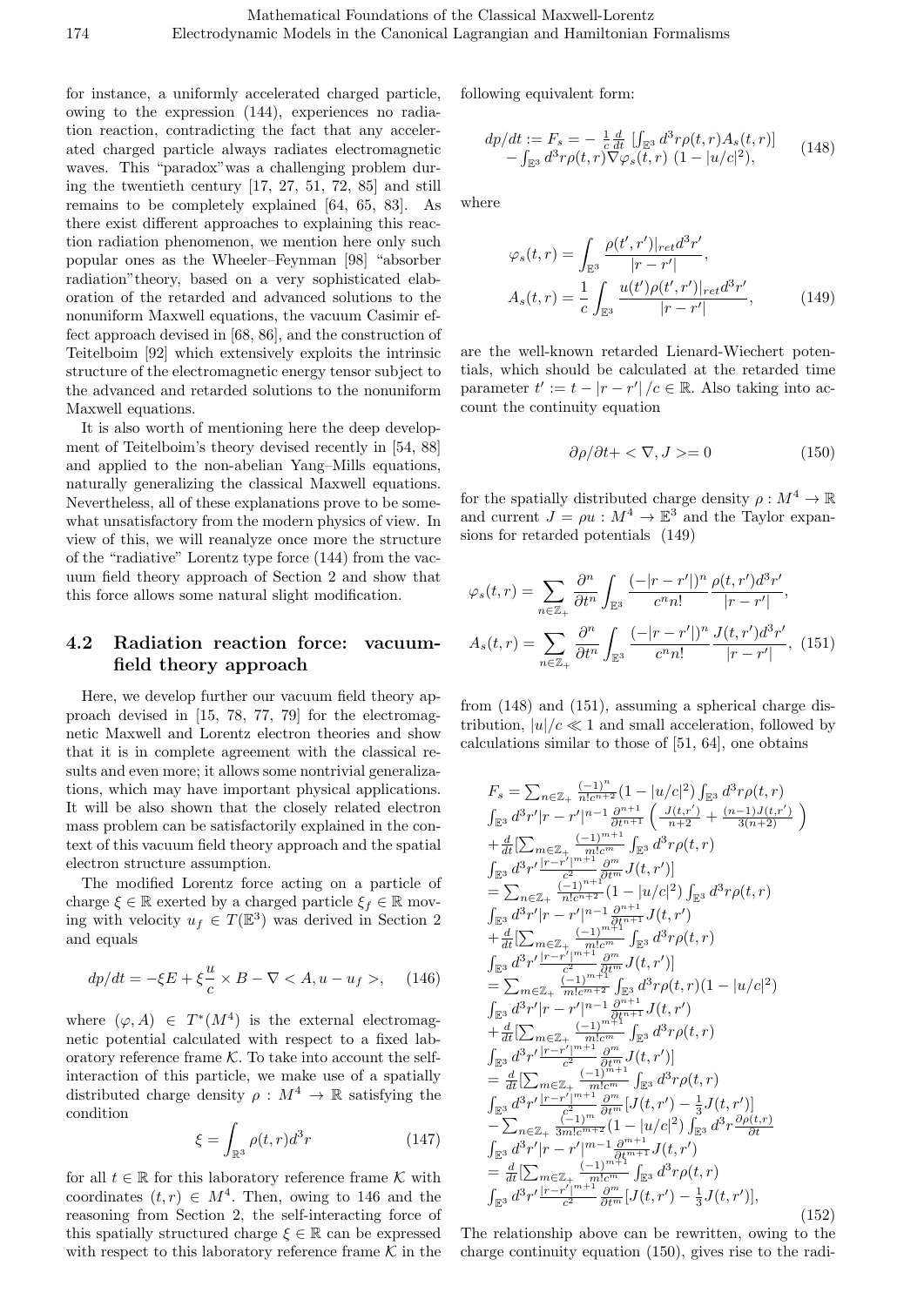for instance, a uniformly accelerated charged particle, owing to the expression (144), experiences no radiation reaction, contradicting the fact that any accelerated charged particle always radiates electromagnetic waves. This "paradox"was a challenging problem during the twentieth century [17, 27, 51, 72, 85] and still remains to be completely explained [64, 65, 83]. As there exist different approaches to explaining this reaction radiation phenomenon, we mention here only such popular ones as the Wheeler–Feynman [98] "absorber radiation"theory, based on a very sophisticated elaboration of the retarded and advanced solutions to the nonuniform Maxwell equations, the vacuum Casimir effect approach devised in [68, 86], and the construction of Teitelboim [92] which extensively exploits the intrinsic structure of the electromagnetic energy tensor subject to the advanced and retarded solutions to the nonuniform Maxwell equations.

It is also worth of mentioning here the deep development of Teitelboim's theory devised recently in [54, 88] and applied to the non-abelian Yang–Mills equations, naturally generalizing the classical Maxwell equations. Nevertheless, all of these explanations prove to be somewhat unsatisfactory from the modern physics of view. In view of this, we will reanalyze once more the structure of the "radiative" Lorentz type force (144) from the vacuum field theory approach of Section 2 and show that this force allows some natural slight modification.

## 4.2 Radiation reaction force: vacuum-field theory approach

Here, we develop further our vacuum field theory approach devised in [15, 78, 77, 79] for the electromagnetic Maxwell and Lorentz electron theories and show that it is in complete agreement with the classical results and even more; it allows some nontrivial generalizations, which may have important physical applications. It will be also shown that the closely related electron mass problem can be satisfactorily explained in the context of this vacuum field theory approach and the spatial electron structure assumption.

The modified Lorentz force acting on a particle of charge $\xi \in \mathbb{R}$ exerted by a charged particle $\xi_f \in \mathbb{R}$ moving with velocity $u_f \in T(\mathbb{E}^3)$ was derived in Section 2 and equals

$$dp/dt = -\xi E + \xi \frac{u}{c} \times B - \nabla < A, u - u_f >, \quad (146)$$

where $(\varphi, A) \in T^*(M^4)$ is the external electromagnetic potential calculated with respect to a fixed laboratory reference frame $\mathcal{K}$. To take into account the self-interaction of this particle, we make use of a spatially distributed charge density $\rho : M^4 \to \mathbb{R}$ satisfying the condition

$$\xi = \int_{\mathbb{R}^3} \rho(t,r) d^3 r \quad (147)$$

for all $t \in \mathbb{R}$ for this laboratory reference frame $\mathcal{K}$ with coordinates $(t,r) \in M^4$. Then, owing to 146 and the reasoning from Section 2, the self-interacting force of this spatially structured charge $\xi \in \mathbb{R}$ can be expressed with respect to this laboratory reference frame $\mathcal{K}$ in the following equivalent form:

$$\begin{aligned} dp/dt := F_s = &-\frac{1}{c}\frac{d}{dt}\left[\int_{\mathbb{E}^3} d^3 r \rho(t,r) A_s(t,r)\right] \\ &- \int_{\mathbb{E}^3} d^3 r \rho(t,r) \nabla \varphi_s(t,r)\ (1 - |u/c|^2), \end{aligned} \quad (148)$$

where

$$\begin{aligned} \varphi_s(t,r) &= \int_{\mathbb{E}^3} \frac{\rho(t',r')|_{ret} d^3 r'}{|r-r'|}, \\ A_s(t,r) &= \frac{1}{c}\int_{\mathbb{E}^3} \frac{u(t')\rho(t',r')|_{ret} d^3 r'}{|r-r'|}, \end{aligned} \quad (149)$$

are the well-known retarded Lienard-Wiechert potentials, which should be calculated at the retarded time parameter $t' := t - |r-r'|/c \in \mathbb{R}$. Also taking into account the continuity equation

$$\partial\rho/\partial t + < \nabla, J > = 0 \quad (150)$$

for the spatially distributed charge density $\rho : M^4 \to \mathbb{R}$ and current $J = \rho u : M^4 \to \mathbb{E}^3$ and the Taylor expansions for retarded potentials (149)

$$\begin{aligned} \varphi_s(t,r) &= \sum_{n \in \mathbb{Z}_+} \frac{\partial^n}{\partial t^n} \int_{\mathbb{E}^3} \frac{(-|r-r'|)^n}{c^n n!} \frac{\rho(t,r') d^3 r'}{|r-r'|}, \\ A_s(t,r) &= \sum_{n \in \mathbb{Z}_+} \frac{\partial^n}{\partial t^n} \int_{\mathbb{E}^3} \frac{(-|r-r'|)^n}{c^n n!} \frac{J(t,r') d^3 r'}{|r-r'|}, \end{aligned} \quad (151)$$

from (148) and (151), assuming a spherical charge distribution, $|u|/c \ll 1$ and small acceleration, followed by calculations similar to those of [51, 64], one obtains

$$\begin{aligned}
F_s = &\sum_{n\in\mathbb{Z}_+} \frac{(-1)^n}{n!c^{n+2}}(1-|u/c|^2)\int_{\mathbb{E}^3} d^3 r\rho(t,r) \\
&\int_{\mathbb{E}^3} d^3 r' |r-r'|^{n-1}\frac{\partial^{n+1}}{\partial t^{n+1}}\left(\frac{J(t,r')}{n+2} + \frac{(n-1)J(t,r')}{3(n+2)}\right) \\
&+ \frac{d}{dt}\Big[\sum_{m\in\mathbb{Z}_+}\frac{(-1)^{m+1}}{m!c^m}\int_{\mathbb{E}^3} d^3 r\rho(t,r) \\
&\int_{\mathbb{E}^3} d^3 r' \frac{|r-r'|^{m+1}}{c^2}\frac{\partial^m}{\partial t^m}J(t,r')\Big] \\
= &\sum_{n\in\mathbb{Z}_+}\frac{(-1)^{n+1}}{n!c^{n+2}}(1-|u/c|^2)\int_{\mathbb{E}^3} d^3 r\rho(t,r) \\
&\int_{\mathbb{E}^3} d^3 r'|r-r'|^{n-1}\frac{\partial^{n+1}}{\partial t^{n+1}}J(t,r') \\
&+ \frac{d}{dt}\Big[\sum_{m\in\mathbb{Z}_+}\frac{(-1)^{m+1}}{m!c^m}\int_{\mathbb{E}^3} d^3 r\rho(t,r) \\
&\int_{\mathbb{E}^3} d^3 r' \frac{|r-r'|^{m+1}}{c^2}\frac{\partial^m}{\partial t^m}J(t,r')\Big] \\
= &\sum_{m\in\mathbb{Z}_+}\frac{(-1)^{m+1}}{m!c^{m+2}}\int_{\mathbb{E}^3} d^3 r\rho(t,r)(1-|u/c|^2) \\
&\int_{\mathbb{E}^3} d^3 r'|r-r'|^{n-1}\frac{\partial^{n+1}}{\partial t^{n+1}}J(t,r') \\
&+ \frac{d}{dt}\Big[\sum_{m\in\mathbb{Z}_+}\frac{(-1)^{m+1}}{m!c^m}\int_{\mathbb{E}^3} d^3 r\rho(t,r) \\
&\int_{\mathbb{E}^3} d^3 r' \frac{|r-r'|^{m+1}}{c^2}\frac{\partial^m}{\partial t^m}J(t,r')\Big] \\
= &\frac{d}{dt}\Big[\sum_{m\in\mathbb{Z}_+}\frac{(-1)^{m+1}}{m!c^m}\int_{\mathbb{E}^3} d^3 r\rho(t,r) \\
&\int_{\mathbb{E}^3} d^3 r' \frac{|r-r'|^{m+1}}{c^2}\frac{\partial^m}{\partial t^m}[J(t,r') - \frac{1}{3}J(t,r')]\Big] \\
&- \sum_{n\in\mathbb{Z}_+}\frac{(-1)^m}{3m!c^{m+2}}(1-|u/c|^2)\int_{\mathbb{E}^3} d^3 r\frac{\partial\rho(t,r)}{\partial t} \\
&\int_{\mathbb{E}^3} d^3 r'|r-r'|^{m-1}\frac{\partial^{m+1}}{\partial t^{m+1}}J(t,r') \\
= &\frac{d}{dt}\Big[\sum_{m\in\mathbb{Z}_+}\frac{(-1)^{m+1}}{m!c^m}\int_{\mathbb{E}^3} d^3 r\rho(t,r) \\
&\int_{\mathbb{E}^3} d^3 r' \frac{|r-r'|^{m+1}}{c^2}\frac{\partial^m}{\partial t^m}[J(t,r') - \frac{1}{3}J(t,r')],
\end{aligned} \quad (152)$$

The relationship above can be rewritten, owing to the charge continuity equation (150), gives rise to the radi-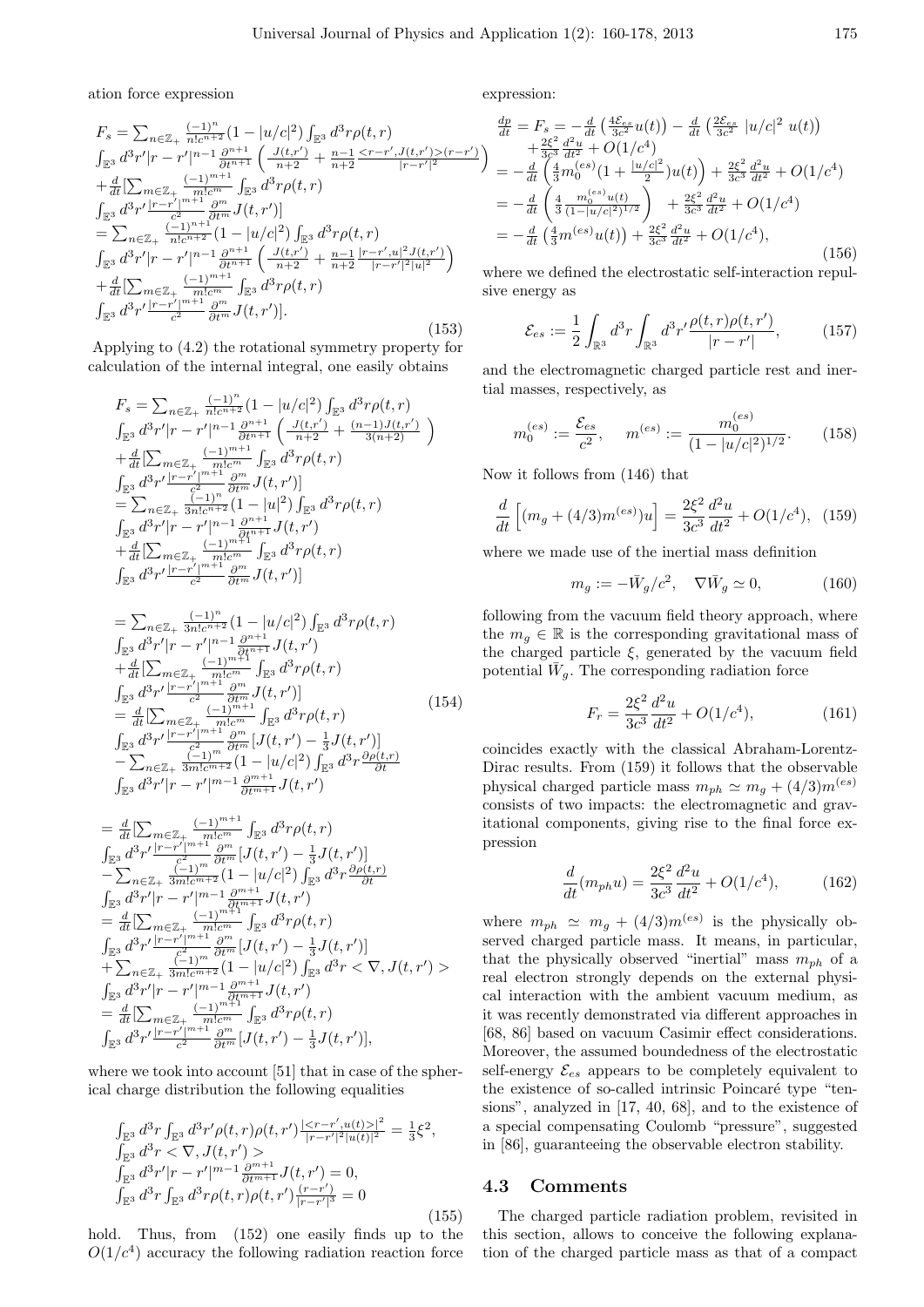ation force expression

$$
\begin{aligned}
F_s &= \sum_{n\in\mathbb{Z}_+} \frac{(-1)^n}{n!c^{n+2}}(1-|u/c|^2)\int_{\mathbb{E}^3} d^3r\rho(t,r) \\
&\int_{\mathbb{E}^3} d^3r'|r-r'|^{n-1}\frac{\partial^{n+1}}{\partial t^{n+1}}\left(\frac{J(t,r')}{n+2}+\frac{n-1}{n+2}\frac{<r-r',J(t,r')>(r-r')}{|r-r'|^2}\right) \\
&+\frac{d}{dt}[\sum_{m\in\mathbb{Z}_+}\frac{(-1)^{m+1}}{m!c^m}\int_{\mathbb{E}^3} d^3r\rho(t,r) \\
&\int_{\mathbb{E}^3} d^3r'\frac{|r-r'|^{m+1}}{c^2}\frac{\partial^m}{\partial t^m}J(t,r')] \\
&= \sum_{n\in\mathbb{Z}_+}\frac{(-1)^{n+1}}{n!c^{n+2}}(1-|u/c|^2)\int_{\mathbb{E}^3} d^3r\rho(t,r) \\
&\int_{\mathbb{E}^3} d^3r'|r-r'|^{n-1}\frac{\partial^{n+1}}{\partial t^{n+1}}\left(\frac{J(t,r')}{n+2}+\frac{n-1}{n+2}\frac{|r-r',u|^2J(t,r')}{|r-r'|^2|u|^2}\right) \\
&+\frac{d}{dt}[\sum_{m\in\mathbb{Z}_+}\frac{(-1)^{m+1}}{m!c^m}\int_{\mathbb{E}^3} d^3r\rho(t,r) \\
&\int_{\mathbb{E}^3} d^3r'\frac{|r-r'|^{m+1}}{c^2}\frac{\partial^m}{\partial t^m}J(t,r')].
\end{aligned}
\tag{153}
$$

Applying to (4.2) the rotational symmetry property for calculation of the internal integral, one easily obtains

$$
\begin{aligned}
F_s &= \sum_{n\in\mathbb{Z}_+}\frac{(-1)^n}{n!c^{n+2}}(1-|u/c|^2)\int_{\mathbb{E}^3} d^3r\rho(t,r) \\
&\int_{\mathbb{E}^3} d^3r'|r-r'|^{n-1}\frac{\partial^{n+1}}{\partial t^{n+1}}\left(\frac{J(t,r')}{n+2}+\frac{(n-1)J(t,r')}{3(n+2)}\right) \\
&+\frac{d}{dt}[\sum_{m\in\mathbb{Z}_+}\frac{(-1)^{m+1}}{m!c^m}\int_{\mathbb{E}^3} d^3r\rho(t,r) \\
&\int_{\mathbb{E}^3} d^3r'\frac{|r-r'|^{m+1}}{c^2}\frac{\partial^m}{\partial t^m}J(t,r')] \\
&= \sum_{n\in\mathbb{Z}_+}\frac{(-1)^n}{3n!c^{n+2}}(1-|u|^2)\int_{\mathbb{E}^3} d^3r\rho(t,r) \\
&\int_{\mathbb{E}^3} d^3r'|r-r'|^{n-1}\frac{\partial^{n+1}}{\partial t^{n+1}}J(t,r') \\
&+\frac{d}{dt}[\sum_{m\in\mathbb{Z}_+}\frac{(-1)^{m+1}}{m!c^m}\int_{\mathbb{E}^3} d^3r\rho(t,r) \\
&\int_{\mathbb{E}^3} d^3r'\frac{|r-r'|^{m+1}}{c^2}\frac{\partial^m}{\partial t^m}J(t,r')]
\end{aligned}
$$

$$
\begin{aligned}
&= \sum_{n\in\mathbb{Z}_+}\frac{(-1)^n}{3n!c^{n+2}}(1-|u/c|^2)\int_{\mathbb{E}^3} d^3r\rho(t,r) \\
&\int_{\mathbb{E}^3} d^3r'|r-r'|^{n-1}\frac{\partial^{n+1}}{\partial t^{n+1}}J(t,r') \\
&+\frac{d}{dt}[\sum_{m\in\mathbb{Z}_+}\frac{(-1)^{m+1}}{m!c^m}\int_{\mathbb{E}^3} d^3r\rho(t,r) \\
&\int_{\mathbb{E}^3} d^3r'\frac{|r-r'|^{m+1}}{c^2}\frac{\partial^m}{\partial t^m}J(t,r')] \\
&= \frac{d}{dt}[\sum_{m\in\mathbb{Z}_+}\frac{(-1)^{m+1}}{m!c^m}\int_{\mathbb{E}^3} d^3r\rho(t,r) \\
&\int_{\mathbb{E}^3} d^3r'\frac{|r-r'|^{m+1}}{c^2}\frac{\partial^m}{\partial t^m}[J(t,r')-\frac{1}{3}J(t,r')]] \\
&-\sum_{n\in\mathbb{Z}_+}\frac{(-1)^m}{3m!c^{m+2}}(1-|u/c|^2)\int_{\mathbb{E}^3} d^3r\frac{\partial\rho(t,r)}{\partial t} \\
&\int_{\mathbb{E}^3} d^3r'|r-r'|^{m-1}\frac{\partial^{m+1}}{\partial t^{m+1}}J(t,r')
\end{aligned}
\tag{154}
$$

$$
\begin{aligned}
&= \frac{d}{dt}[\sum_{m\in\mathbb{Z}_+}\frac{(-1)^{m+1}}{m!c^m}\int_{\mathbb{E}^3} d^3r\rho(t,r) \\
&\int_{\mathbb{E}^3} d^3r'\frac{|r-r'|^{m+1}}{c^2}\frac{\partial^m}{\partial t^m}[J(t,r')-\frac{1}{3}J(t,r')]] \\
&-\sum_{n\in\mathbb{Z}_+}\frac{(-1)^m}{3m!c^{m+2}}(1-|u/c|^2)\int_{\mathbb{E}^3} d^3r\frac{\partial\rho(t,r)}{\partial t} \\
&\int_{\mathbb{E}^3} d^3r'|r-r'|^{m-1}\frac{\partial^{m+1}}{\partial t^{m+1}}J(t,r') \\
&= \frac{d}{dt}[\sum_{m\in\mathbb{Z}_+}\frac{(-1)^{m+1}}{m!c^m}\int_{\mathbb{E}^3} d^3r\rho(t,r) \\
&\int_{\mathbb{E}^3} d^3r'\frac{|r-r'|^{m+1}}{c^2}\frac{\partial^m}{\partial t^m}[J(t,r')-\frac{1}{3}J(t,r')]] \\
&+\sum_{n\in\mathbb{Z}_+}\frac{(-1)^m}{3m!c^{m+2}}(1-|u/c|^2)\int_{\mathbb{E}^3} d^3r<\nabla,J(t,r')> \\
&\int_{\mathbb{E}^3} d^3r'|r-r'|^{m-1}\frac{\partial^{m+1}}{\partial t^{m+1}}J(t,r') \\
&= \frac{d}{dt}[\sum_{m\in\mathbb{Z}_+}\frac{(-1)^{m+1}}{m!c^m}\int_{\mathbb{E}^3} d^3r\rho(t,r) \\
&\int_{\mathbb{E}^3} d^3r'\frac{|r-r'|^{m+1}}{c^2}\frac{\partial^m}{\partial t^m}[J(t,r')-\frac{1}{3}J(t,r')]],
\end{aligned}
$$

where we took into account [51] that in case of the spherical charge distribution the following equalities

$$
\begin{aligned}
&\int_{\mathbb{E}^3} d^3r\int_{\mathbb{E}^3} d^3r'\rho(t,r)\rho(t,r')\frac{|<r-r',u(t)>|^2}{|r-r'|^2|u(t)|^2}=\frac{1}{3}\xi^2, \\
&\int_{\mathbb{E}^3} d^3r<\nabla,J(t,r')> \\
&\int_{\mathbb{E}^3} d^3r'|r-r'|^{m-1}\frac{\partial^{m+1}}{\partial t^{m+1}}J(t,r')=0, \\
&\int_{\mathbb{E}^3} d^3r\int_{\mathbb{E}^3} d^3r\rho(t,r)\rho(t,r')\frac{(r-r')}{|r-r'|^3}=0
\end{aligned}
\tag{155}
$$

hold. Thus, from (152) one easily finds up to the $O(1/c^4)$ accuracy the following radiation reaction force expression:

$$
\begin{aligned}
\frac{dp}{dt} = F_s &= -\frac{d}{dt}\left(\frac{4\mathcal{E}_{es}}{3c^2}u(t)\right)-\frac{d}{dt}\left(\frac{2\mathcal{E}_{es}}{3c^2}\ |u/c|^2\ u(t)\right) \\
&+\frac{2\xi^2}{3c^3}\frac{d^2u}{dt^2}+O(1/c^4) \\
&= -\frac{d}{dt}\left(\frac{4}{3}m_0^{(es)}(1+\frac{|u/c|^2}{2})u(t)\right)+\frac{2\xi^2}{3c^3}\frac{d^2u}{dt^2}+O(1/c^4) \\
&= -\frac{d}{dt}\left(\frac{4}{3}\frac{m_0^{(es)}u(t)}{(1-|u/c|^2)^{1/2}}\right)\ +\frac{2\xi^2}{3c^3}\frac{d^2u}{dt^2}+O(1/c^4) \\
&= -\frac{d}{dt}\left(\frac{4}{3}m^{(es)}u(t)\right)+\frac{2\xi^2}{3c^3}\frac{d^2u}{dt^2}+O(1/c^4),
\end{aligned}
\tag{156}
$$

where we defined the electrostatic self-interaction repulsive energy as

$$
\mathcal{E}_{es} := \frac{1}{2}\int_{\mathbb{R}^3} d^3r\int_{\mathbb{R}^3} d^3r'\frac{\rho(t,r)\rho(t,r')}{|r-r'|},
\tag{157}
$$

and the electromagnetic charged particle rest and inertial masses, respectively, as

$$
m_0^{(es)} := \frac{\mathcal{E}_{es}}{c^2}, \quad m^{(es)} := \frac{m_0^{(es)}}{(1-|u/c|^2)^{1/2}}.
\tag{158}
$$

Now it follows from (146) that

$$
\frac{d}{dt}\left[(m_g+(4/3)m^{(es)})u\right]=\frac{2\xi^2}{3c^3}\frac{d^2u}{dt^2}+O(1/c^4),
\tag{159}
$$

where we made use of the inertial mass definition

$$
m_g := -\bar{W}_g/c^2, \quad \nabla\bar{W}_g\simeq 0,
\tag{160}
$$

following from the vacuum field theory approach, where the $m_g\in\mathbb{R}$ is the corresponding gravitational mass of the charged particle $\xi$, generated by the vacuum field potential $\bar{W}_g$. The corresponding radiation force

$$
F_r = \frac{2\xi^2}{3c^3}\frac{d^2u}{dt^2}+O(1/c^4),
\tag{161}
$$

coincides exactly with the classical Abraham-Lorentz-Dirac results. From (159) it follows that the observable physical charged particle mass $m_{ph}\simeq m_g+(4/3)m^{(es)}$ consists of two impacts: the electromagnetic and gravitational components, giving rise to the final force expression

$$
\frac{d}{dt}(m_{ph}u)=\frac{2\xi^2}{3c^3}\frac{d^2u}{dt^2}+O(1/c^4),
\tag{162}
$$

where $m_{ph}\simeq m_g+(4/3)m^{(es)}$ is the physically observed charged particle mass. It means, in particular, that the physically observed "inertial" mass $m_{ph}$ of a real electron strongly depends on the external physical interaction with the ambient vacuum medium, as it was recently demonstrated via different approaches in [68, 86] based on vacuum Casimir effect considerations. Moreover, the assumed boundedness of the electrostatic self-energy $\mathcal{E}_{es}$ appears to be completely equivalent to the existence of so-called intrinsic Poincaré type "tensions", analyzed in [17, 40, 68], and to the existence of a special compensating Coulomb "pressure", suggested in [86], guaranteeing the observable electron stability.

### 4.3 Comments

The charged particle radiation problem, revisited in this section, allows to conceive the following explanation of the charged particle mass as that of a compact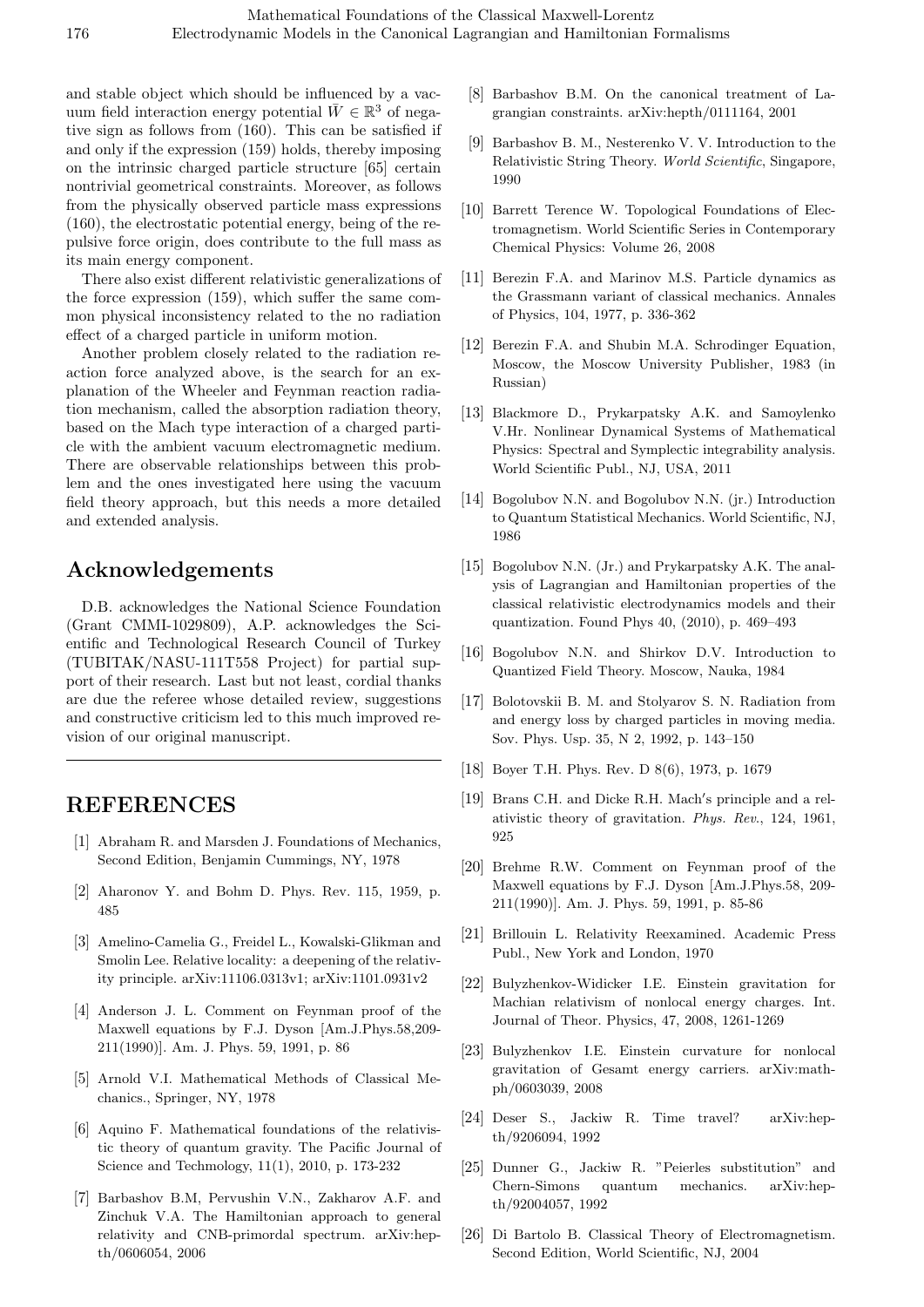and stable object which should be influenced by a vacuum field interaction energy potential $\bar{W} \in \mathbb{R}^3$ of negative sign as follows from (160). This can be satisfied if and only if the expression (159) holds, thereby imposing on the intrinsic charged particle structure [65] certain nontrivial geometrical constraints. Moreover, as follows from the physically observed particle mass expressions (160), the electrostatic potential energy, being of the repulsive force origin, does contribute to the full mass as its main energy component.

There also exist different relativistic generalizations of the force expression (159), which suffer the same common physical inconsistency related to the no radiation effect of a charged particle in uniform motion.

Another problem closely related to the radiation reaction force analyzed above, is the search for an explanation of the Wheeler and Feynman reaction radiation mechanism, called the absorption radiation theory, based on the Mach type interaction of a charged particle with the ambient vacuum electromagnetic medium. There are observable relationships between this problem and the ones investigated here using the vacuum field theory approach, but this needs a more detailed and extended analysis.

## Acknowledgements

D.B. acknowledges the National Science Foundation (Grant CMMI-1029809), A.P. acknowledges the Scientific and Technological Research Council of Turkey (TUBITAK/NASU-111T558 Project) for partial support of their research. Last but not least, cordial thanks are due the referee whose detailed review, suggestions and constructive criticism led to this much improved revision of our original manuscript.

---

## REFERENCES

[1] Abraham R. and Marsden J. Foundations of Mechanics, Second Edition, Benjamin Cummings, NY, 1978

[2] Aharonov Y. and Bohm D. Phys. Rev. 115, 1959, p. 485

[3] Amelino-Camelia G., Freidel L., Kowalski-Glikman and Smolin Lee. Relative locality: a deepening of the relativity principle. arXiv:11106.0313v1; arXiv:1101.0931v2

[4] Anderson J. L. Comment on Feynman proof of the Maxwell equations by F.J. Dyson [Am.J.Phys.58,209-211(1990)]. Am. J. Phys. 59, 1991, p. 86

[5] Arnold V.I. Mathematical Methods of Classical Mechanics., Springer, NY, 1978

[6] Aquino F. Mathematical foundations of the relativistic theory of quantum gravity. The Pacific Journal of Science and Techmology, 11(1), 2010, p. 173-232

[7] Barbashov B.M, Pervushin V.N., Zakharov A.F. and Zinchuk V.A. The Hamiltonian approach to general relativity and CNB-primordal spectrum. arXiv:hep-th/0606054, 2006

[8] Barbashov B.M. On the canonical treatment of Lagrangian constraints. arXiv:hepth/0111164, 2001

[9] Barbashov B. M., Nesterenko V. V. Introduction to the Relativistic String Theory. *World Scientific*, Singapore, 1990

[10] Barrett Terence W. Topological Foundations of Electromagnetism. World Scientific Series in Contemporary Chemical Physics: Volume 26, 2008

[11] Berezin F.A. and Marinov M.S. Particle dynamics as the Grassmann variant of classical mechanics. Annales of Physics, 104, 1977, p. 336-362

[12] Berezin F.A. and Shubin M.A. Schrodinger Equation, Moscow, the Moscow University Publisher, 1983 (in Russian)

[13] Blackmore D., Prykarpatsky A.K. and Samoylenko V.Hr. Nonlinear Dynamical Systems of Mathematical Physics: Spectral and Symplectic integrability analysis. World Scientific Publ., NJ, USA, 2011

[14] Bogolubov N.N. and Bogolubov N.N. (jr.) Introduction to Quantum Statistical Mechanics. World Scientific, NJ, 1986

[15] Bogolubov N.N. (Jr.) and Prykarpatsky A.K. The analysis of Lagrangian and Hamiltonian properties of the classical relativistic electrodynamics models and their quantization. Found Phys 40, (2010), p. 469–493

[16] Bogolubov N.N. and Shirkov D.V. Introduction to Quantized Field Theory. Moscow, Nauka, 1984

[17] Bolotovskii B. M. and Stolyarov S. N. Radiation from and energy loss by charged particles in moving media. Sov. Phys. Usp. 35, N 2, 1992, p. 143–150

[18] Boyer T.H. Phys. Rev. D 8(6), 1973, p. 1679

[19] Brans C.H. and Dicke R.H. Mach′s principle and a relativistic theory of gravitation. *Phys. Rev.*, 124, 1961, 925

[20] Brehme R.W. Comment on Feynman proof of the Maxwell equations by F.J. Dyson [Am.J.Phys.58, 209-211(1990)]. Am. J. Phys. 59, 1991, p. 85-86

[21] Brillouin L. Relativity Reexamined. Academic Press Publ., New York and London, 1970

[22] Bulyzhenkov-Widicker I.E. Einstein gravitation for Machian relativism of nonlocal energy charges. Int. Journal of Theor. Physics, 47, 2008, 1261-1269

[23] Bulyzhenkov I.E. Einstein curvature for nonlocal gravitation of Gesamt energy carriers. arXiv:math-ph/0603039, 2008

[24] Deser S., Jackiw R. Time travel? arXiv:hep-th/9206094, 1992

[25] Dunner G., Jackiw R. "Peierles substitution" and Chern-Simons quantum mechanics. arXiv:hep-th/92004057, 1992

[26] Di Bartolo B. Classical Theory of Electromagnetism. Second Edition, World Scientific, NJ, 2004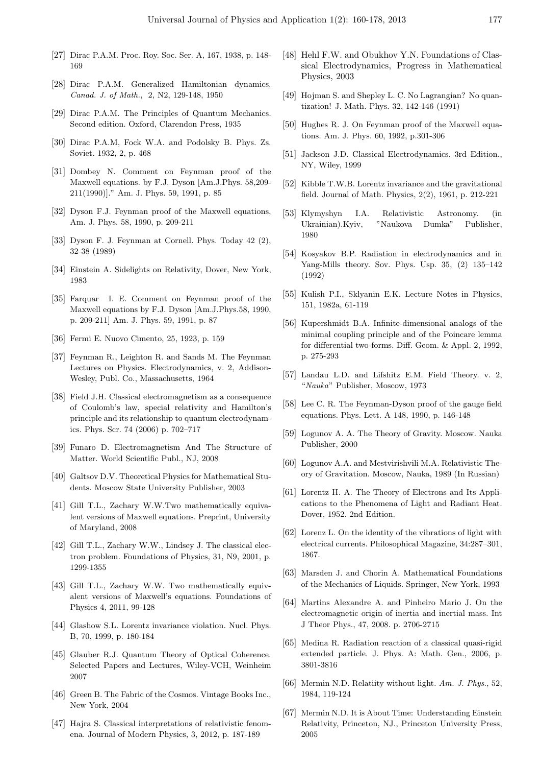[27] Dirac P.A.M. Proc. Roy. Soc. Ser. A, 167, 1938, p. 148-169

[28] Dirac P.A.M. Generalized Hamiltonian dynamics. *Canad. J. of Math.*, 2, N2, 129-148, 1950

[29] Dirac P.A.M. The Principles of Quantum Mechanics. Second edition. Oxford, Clarendon Press, 1935

[30] Dirac P.A.M, Fock W.A. and Podolsky B. Phys. Zs. Soviet. 1932, 2, p. 468

[31] Dombey N. Comment on Feynman proof of the Maxwell equations. by F.J. Dyson [Am.J.Phys. 58,209-211(1990)]." Am. J. Phys. 59, 1991, p. 85

[32] Dyson F.J. Feynman proof of the Maxwell equations, Am. J. Phys. 58, 1990, p. 209-211

[33] Dyson F. J. Feynman at Cornell. Phys. Today 42 (2), 32-38 (1989)

[34] Einstein A. Sidelights on Relativity, Dover, New York, 1983

[35] Farquar I. E. Comment on Feynman proof of the Maxwell equations by F.J. Dyson [Am.J.Phys.58, 1990, p. 209-211] Am. J. Phys. 59, 1991, p. 87

[36] Fermi E. Nuovo Cimento, 25, 1923, p. 159

[37] Feynman R., Leighton R. and Sands M. The Feynman Lectures on Physics. Electrodynamics, v. 2, Addison-Wesley, Publ. Co., Massachusetts, 1964

[38] Field J.H. Classical electromagnetism as a consequence of Coulomb's law, special relativity and Hamilton's principle and its relationship to quantum electrodynamics. Phys. Scr. 74 (2006) p. 702–717

[39] Funaro D. Electromagnetism And The Structure of Matter. World Scientific Publ., NJ, 2008

[40] Galtsov D.V. Theoretical Physics for Mathematical Students. Moscow State University Publisher, 2003

[41] Gill T.L., Zachary W.W.Two mathematically equivalent versions of Maxwell equations. Preprint, University of Maryland, 2008

[42] Gill T.L., Zachary W.W., Lindsey J. The classical electron problem. Foundations of Physics, 31, N9, 2001, p. 1299-1355

[43] Gill T.L., Zachary W.W. Two mathematically equivalent versions of Maxwell's equations. Foundations of Physics 4, 2011, 99-128

[44] Glashow S.L. Lorentz invariance violation. Nucl. Phys. B, 70, 1999, p. 180-184

[45] Glauber R.J. Quantum Theory of Optical Coherence. Selected Papers and Lectures, Wiley-VCH, Weinheim 2007

[46] Green B. The Fabric of the Cosmos. Vintage Books Inc., New York, 2004

[47] Hajra S. Classical interpretations of relativistic fenomena. Journal of Modern Physics, 3, 2012, p. 187-189

[48] Hehl F.W. and Obukhov Y.N. Foundations of Classical Electrodynamics, Progress in Mathematical Physics, 2003

[49] Hojman S. and Shepley L. C. No Lagrangian? No quantization! J. Math. Phys. 32, 142-146 (1991)

[50] Hughes R. J. On Feynman proof of the Maxwell equations. Am. J. Phys. 60, 1992, p.301-306

[51] Jackson J.D. Classical Electrodynamics. 3rd Edition., NY, Wiley, 1999

[52] Kibble T.W.B. Lorentz invariance and the gravitational field. Journal of Math. Physics, 2(2), 1961, p. 212-221

[53] Klymyshyn I.A. Relativistic Astronomy. (in Ukrainian).Kyiv, "Naukova Dumka" Publisher, 1980

[54] Kosyakov B.P. Radiation in electrodynamics and in Yang-Mills theory. Sov. Phys. Usp. 35, (2) 135–142 (1992)

[55] Kulish P.I., Sklyanin E.K. Lecture Notes in Physics, 151, 1982a, 61-119

[56] Kupershmidt B.A. Infinite-dimensional analogs of the minimal coupling principle and of the Poincare lemma for differential two-forms. Diff. Geom. & Appl. 2, 1992, p. 275-293

[57] Landau L.D. and Lifshitz E.M. Field Theory. v. 2, "*Nauka*" Publisher, Moscow, 1973

[58] Lee C. R. The Feynman-Dyson proof of the gauge field equations. Phys. Lett. A 148, 1990, p. 146-148

[59] Logunov A. A. The Theory of Gravity. Moscow. Nauka Publisher, 2000

[60] Logunov A.A. and Mestvirishvili M.A. Relativistic Theory of Gravitation. Moscow, Nauka, 1989 (In Russian)

[61] Lorentz H. A. The Theory of Electrons and Its Applications to the Phenomena of Light and Radiant Heat. Dover, 1952. 2nd Edition.

[62] Lorenz L. On the identity of the vibrations of light with electrical currents. Philosophical Magazine, 34:287–301, 1867.

[63] Marsden J. and Chorin A. Mathematical Foundations of the Mechanics of Liquids. Springer, New York, 1993

[64] Martins Alexandre A. and Pinheiro Mario J. On the electromagnetic origin of inertia and inertial mass. Int J Theor Phys., 47, 2008. p. 2706-2715

[65] Medina R. Radiation reaction of a classical quasi-rigid extended particle. J. Phys. A: Math. Gen., 2006, p. 3801-3816

[66] Mermin N.D. Relatiity without light. *Am. J. Phys.*, 52, 1984, 119-124

[67] Mermin N.D. It is About Time: Understanding Einstein Relativity, Princeton, NJ., Princeton University Press, 2005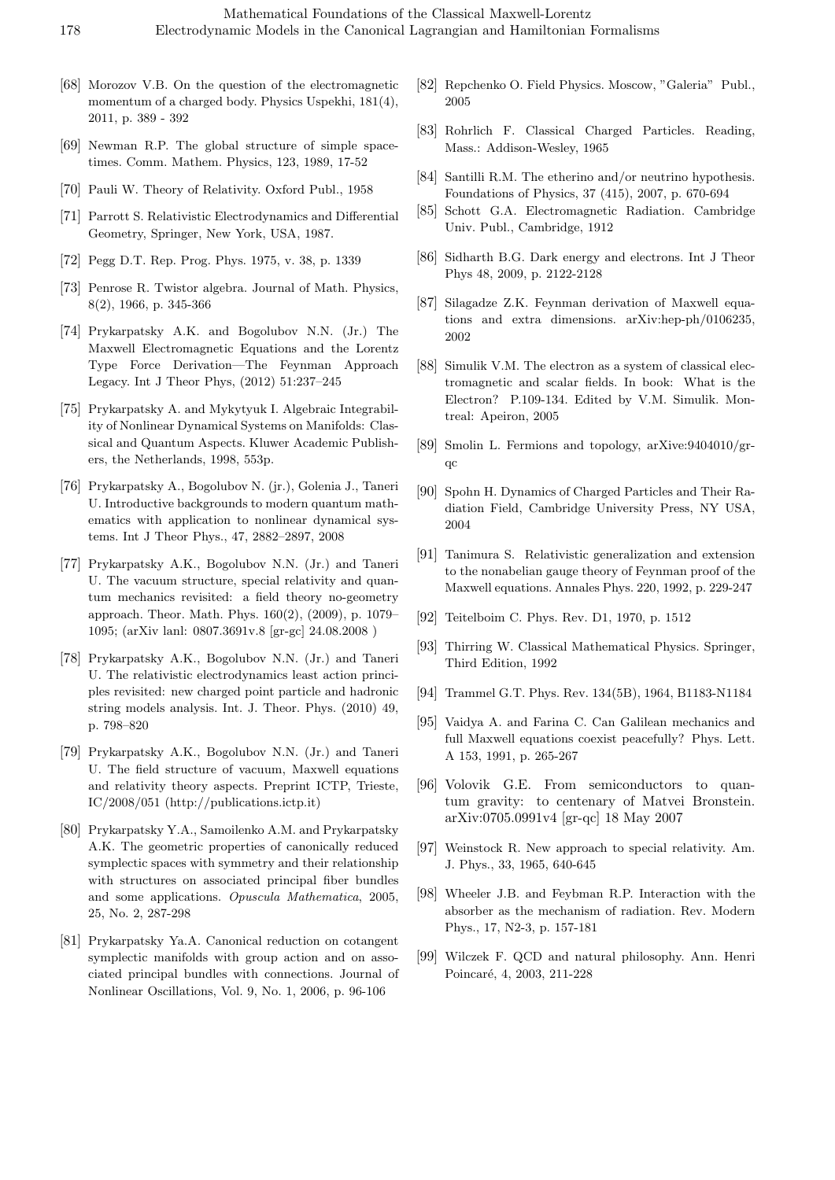[68] Morozov V.B. On the question of the electromagnetic momentum of a charged body. Physics Uspekhi, 181(4), 2011, p. 389 - 392

[69] Newman R.P. The global structure of simple space-times. Comm. Mathem. Physics, 123, 1989, 17-52

[70] Pauli W. Theory of Relativity. Oxford Publ., 1958

[71] Parrott S. Relativistic Electrodynamics and Differential Geometry, Springer, New York, USA, 1987.

[72] Pegg D.T. Rep. Prog. Phys. 1975, v. 38, p. 1339

[73] Penrose R. Twistor algebra. Journal of Math. Physics, 8(2), 1966, p. 345-366

[74] Prykarpatsky A.K. and Bogolubov N.N. (Jr.) The Maxwell Electromagnetic Equations and the Lorentz Type Force Derivation—The Feynman Approach Legacy. Int J Theor Phys, (2012) 51:237–245

[75] Prykarpatsky A. and Mykytyuk I. Algebraic Integrability of Nonlinear Dynamical Systems on Manifolds: Classical and Quantum Aspects. Kluwer Academic Publishers, the Netherlands, 1998, 553p.

[76] Prykarpatsky A., Bogolubov N. (jr.), Golenia J., Taneri U. Introductive backgrounds to modern quantum mathematics with application to nonlinear dynamical systems. Int J Theor Phys., 47, 2882–2897, 2008

[77] Prykarpatsky A.K., Bogolubov N.N. (Jr.) and Taneri U. The vacuum structure, special relativity and quantum mechanics revisited: a field theory no-geometry approach. Theor. Math. Phys. 160(2), (2009), p. 1079–1095; (arXiv lanl: 0807.3691v.8 [gr-gc] 24.08.2008 )

[78] Prykarpatsky A.K., Bogolubov N.N. (Jr.) and Taneri U. The relativistic electrodynamics least action principles revisited: new charged point particle and hadronic string models analysis. Int. J. Theor. Phys. (2010) 49, p. 798–820

[79] Prykarpatsky A.K., Bogolubov N.N. (Jr.) and Taneri U. The field structure of vacuum, Maxwell equations and relativity theory aspects. Preprint ICTP, Trieste, IC/2008/051 (http://publications.ictp.it)

[80] Prykarpatsky Y.A., Samoilenko A.M. and Prykarpatsky A.K. The geometric properties of canonically reduced symplectic spaces with symmetry and their relationship with structures on associated principal fiber bundles and some applications. *Opuscula Mathematica*, 2005, 25, No. 2, 287-298

[81] Prykarpatsky Ya.A. Canonical reduction on cotangent symplectic manifolds with group action and on associated principal bundles with connections. Journal of Nonlinear Oscillations, Vol. 9, No. 1, 2006, p. 96-106

[82] Repchenko O. Field Physics. Moscow, "Galeria" Publ., 2005

[83] Rohrlich F. Classical Charged Particles. Reading, Mass.: Addison-Wesley, 1965

[84] Santilli R.M. The etherino and/or neutrino hypothesis. Foundations of Physics, 37 (415), 2007, p. 670-694

[85] Schott G.A. Electromagnetic Radiation. Cambridge Univ. Publ., Cambridge, 1912

[86] Sidharth B.G. Dark energy and electrons. Int J Theor Phys 48, 2009, p. 2122-2128

[87] Silagadze Z.K. Feynman derivation of Maxwell equations and extra dimensions. arXiv:hep-ph/0106235, 2002

[88] Simulik V.M. The electron as a system of classical electromagnetic and scalar fields. In book: What is the Electron? P.109-134. Edited by V.M. Simulik. Montreal: Apeiron, 2005

[89] Smolin L. Fermions and topology, arXive:9404010/gr-qc

[90] Spohn H. Dynamics of Charged Particles and Their Radiation Field, Cambridge University Press, NY USA, 2004

[91] Tanimura S. Relativistic generalization and extension to the nonabelian gauge theory of Feynman proof of the Maxwell equations. Annales Phys. 220, 1992, p. 229-247

[92] Teitelboim C. Phys. Rev. D1, 1970, p. 1512

[93] Thirring W. Classical Mathematical Physics. Springer, Third Edition, 1992

[94] Trammel G.T. Phys. Rev. 134(5B), 1964, B1183-N1184

[95] Vaidya A. and Farina C. Can Galilean mechanics and full Maxwell equations coexist peacefully? Phys. Lett. A 153, 1991, p. 265-267

[96] Volovik G.E. From semiconductors to quantum gravity: to centenary of Matvei Bronstein. arXiv:0705.0991v4 [gr-qc] 18 May 2007

[97] Weinstock R. New approach to special relativity. Am. J. Phys., 33, 1965, 640-645

[98] Wheeler J.B. and Feybman R.P. Interaction with the absorber as the mechanism of radiation. Rev. Modern Phys., 17, N2-3, p. 157-181

[99] Wilczek F. QCD and natural philosophy. Ann. Henri Poincaré, 4, 2003, 211-228